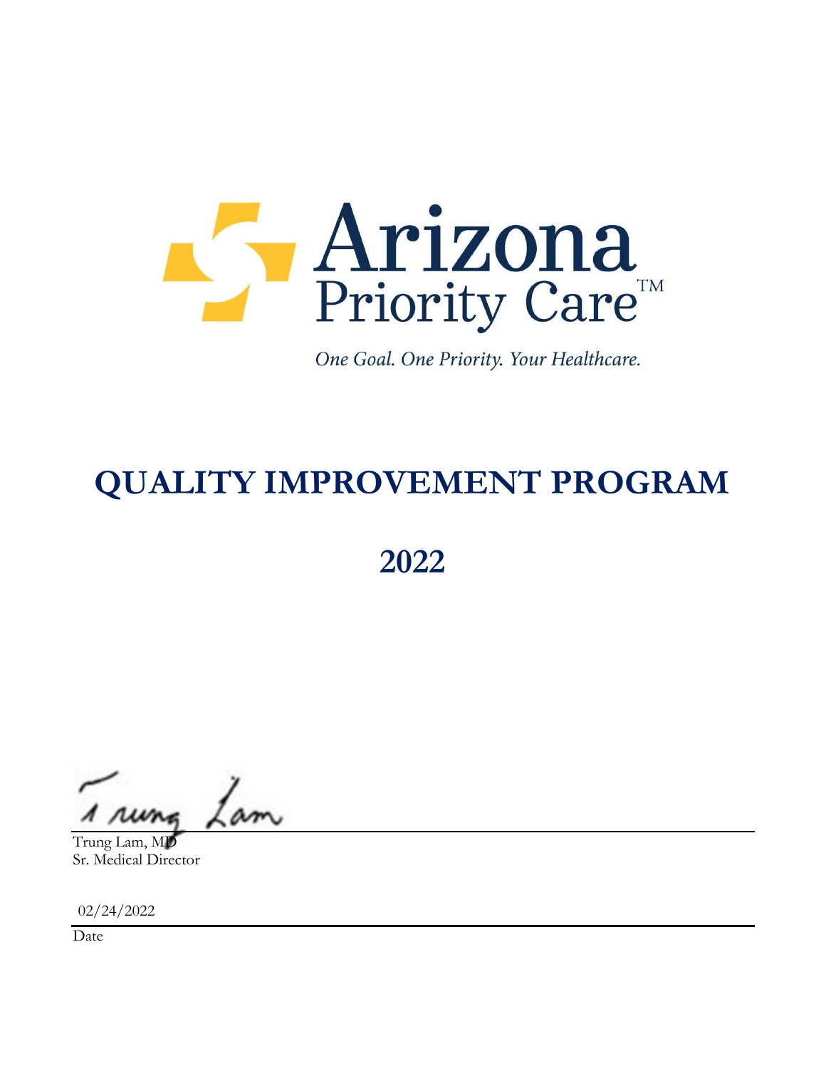Arizona Priority Care™

*One Goal. One Priority. Your Healthcare.*

# QUALITY IMPROVEMENT PROGRAM

## 2022

Trung Lam, MD
Sr. Medical Director

02/24/2022

Date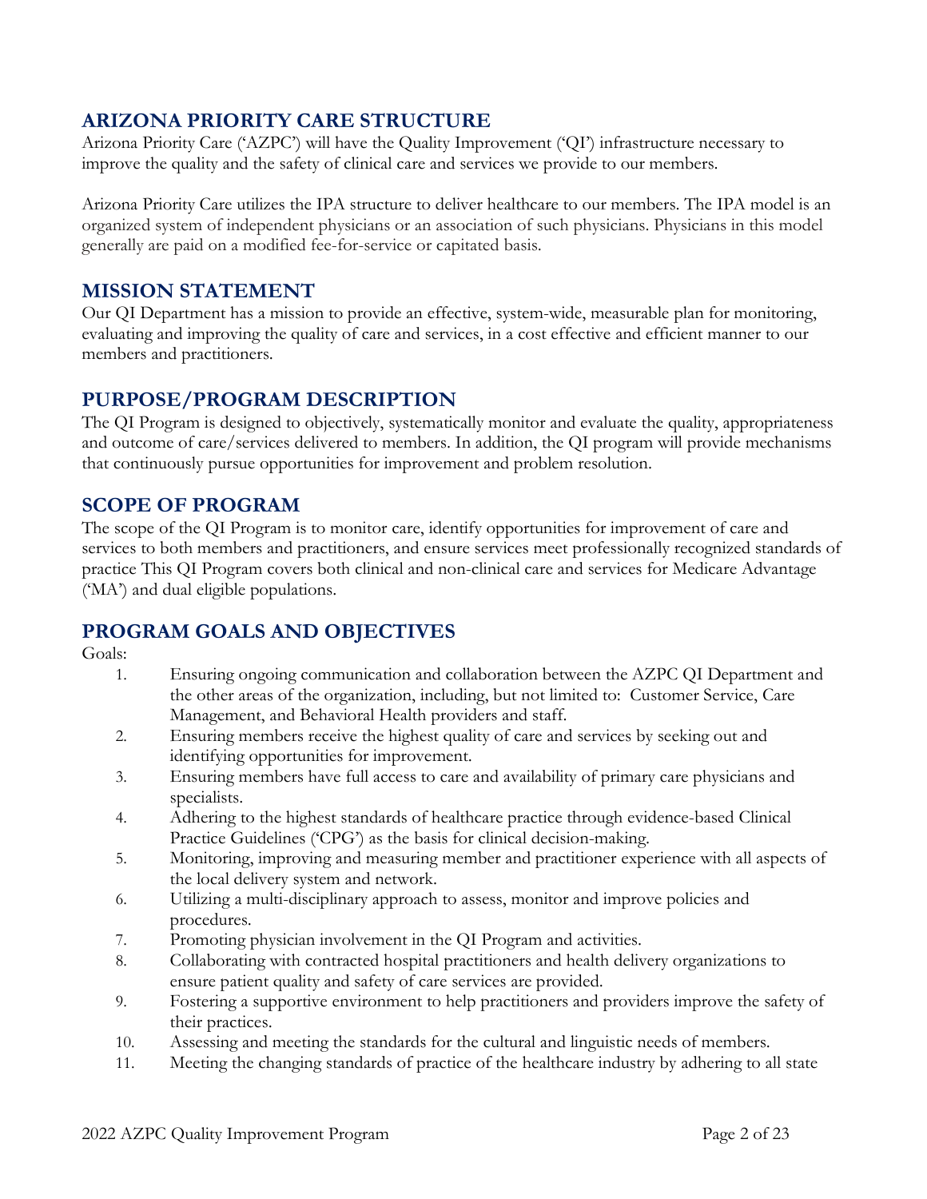## ARIZONA PRIORITY CARE STRUCTURE

Arizona Priority Care ('AZPC') will have the Quality Improvement ('QI') infrastructure necessary to improve the quality and the safety of clinical care and services we provide to our members.

Arizona Priority Care utilizes the IPA structure to deliver healthcare to our members. The IPA model is an organized system of independent physicians or an association of such physicians. Physicians in this model generally are paid on a modified fee-for-service or capitated basis.

## MISSION STATEMENT

Our QI Department has a mission to provide an effective, system-wide, measurable plan for monitoring, evaluating and improving the quality of care and services, in a cost effective and efficient manner to our members and practitioners.

## PURPOSE/PROGRAM DESCRIPTION

The QI Program is designed to objectively, systematically monitor and evaluate the quality, appropriateness and outcome of care/services delivered to members. In addition, the QI program will provide mechanisms that continuously pursue opportunities for improvement and problem resolution.

## SCOPE OF PROGRAM

The scope of the QI Program is to monitor care, identify opportunities for improvement of care and services to both members and practitioners, and ensure services meet professionally recognized standards of practice This QI Program covers both clinical and non-clinical care and services for Medicare Advantage ('MA') and dual eligible populations.

## PROGRAM GOALS AND OBJECTIVES

Goals:

1. Ensuring ongoing communication and collaboration between the AZPC QI Department and the other areas of the organization, including, but not limited to: Customer Service, Care Management, and Behavioral Health providers and staff.
2. Ensuring members receive the highest quality of care and services by seeking out and identifying opportunities for improvement.
3. Ensuring members have full access to care and availability of primary care physicians and specialists.
4. Adhering to the highest standards of healthcare practice through evidence-based Clinical Practice Guidelines ('CPG') as the basis for clinical decision-making.
5. Monitoring, improving and measuring member and practitioner experience with all aspects of the local delivery system and network.
6. Utilizing a multi-disciplinary approach to assess, monitor and improve policies and procedures.
7. Promoting physician involvement in the QI Program and activities.
8. Collaborating with contracted hospital practitioners and health delivery organizations to ensure patient quality and safety of care services are provided.
9. Fostering a supportive environment to help practitioners and providers improve the safety of their practices.
10. Assessing and meeting the standards for the cultural and linguistic needs of members.
11. Meeting the changing standards of practice of the healthcare industry by adhering to all state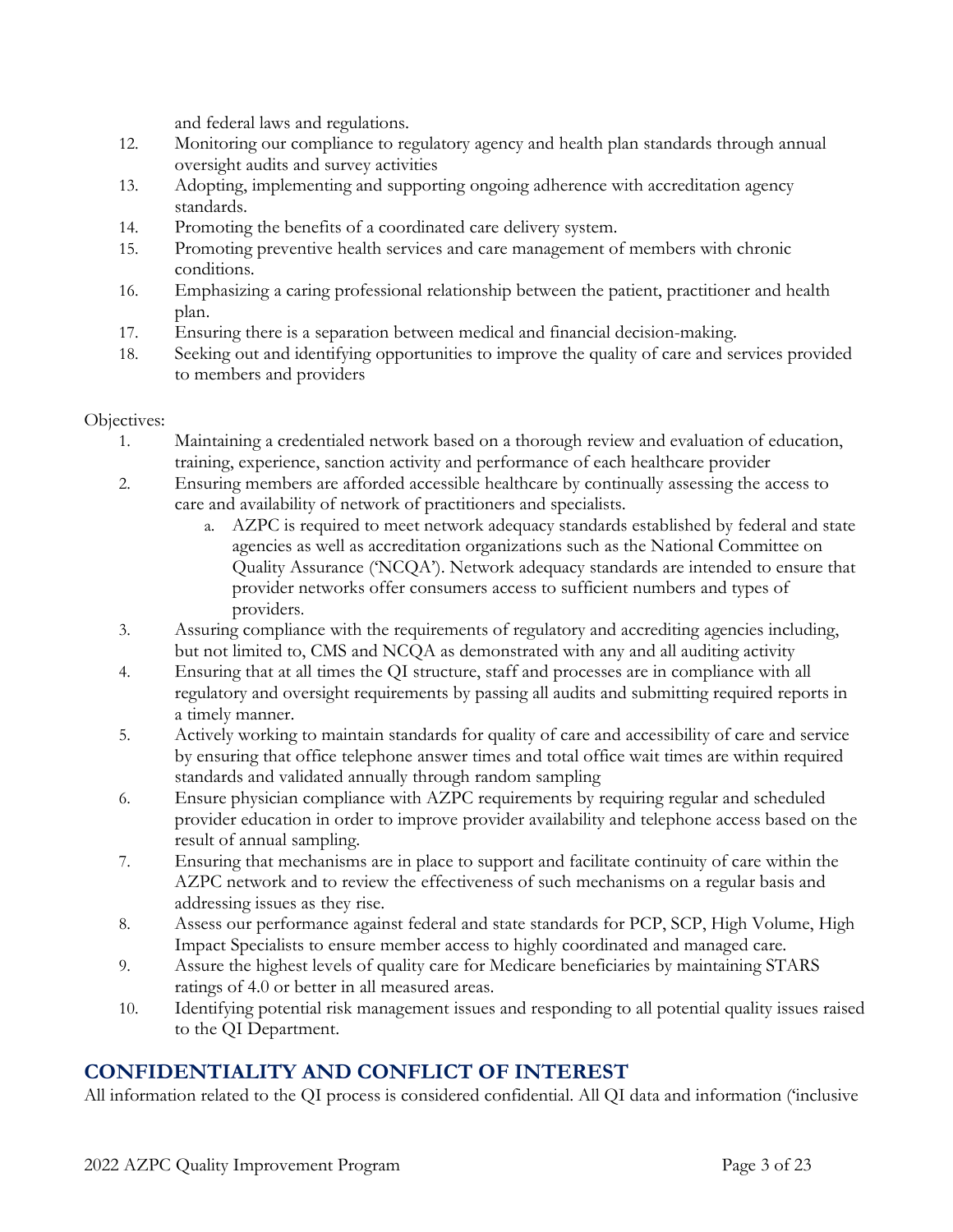and federal laws and regulations.

12. Monitoring our compliance to regulatory agency and health plan standards through annual oversight audits and survey activities
13. Adopting, implementing and supporting ongoing adherence with accreditation agency standards.
14. Promoting the benefits of a coordinated care delivery system.
15. Promoting preventive health services and care management of members with chronic conditions.
16. Emphasizing a caring professional relationship between the patient, practitioner and health plan.
17. Ensuring there is a separation between medical and financial decision-making.
18. Seeking out and identifying opportunities to improve the quality of care and services provided to members and providers

Objectives:

1. Maintaining a credentialed network based on a thorough review and evaluation of education, training, experience, sanction activity and performance of each healthcare provider
2. Ensuring members are afforded accessible healthcare by continually assessing the access to care and availability of network of practitioners and specialists.
   a. AZPC is required to meet network adequacy standards established by federal and state agencies as well as accreditation organizations such as the National Committee on Quality Assurance ('NCQA'). Network adequacy standards are intended to ensure that provider networks offer consumers access to sufficient numbers and types of providers.
3. Assuring compliance with the requirements of regulatory and accrediting agencies including, but not limited to, CMS and NCQA as demonstrated with any and all auditing activity
4. Ensuring that at all times the QI structure, staff and processes are in compliance with all regulatory and oversight requirements by passing all audits and submitting required reports in a timely manner.
5. Actively working to maintain standards for quality of care and accessibility of care and service by ensuring that office telephone answer times and total office wait times are within required standards and validated annually through random sampling
6. Ensure physician compliance with AZPC requirements by requiring regular and scheduled provider education in order to improve provider availability and telephone access based on the result of annual sampling.
7. Ensuring that mechanisms are in place to support and facilitate continuity of care within the AZPC network and to review the effectiveness of such mechanisms on a regular basis and addressing issues as they rise.
8. Assess our performance against federal and state standards for PCP, SCP, High Volume, High Impact Specialists to ensure member access to highly coordinated and managed care.
9. Assure the highest levels of quality care for Medicare beneficiaries by maintaining STARS ratings of 4.0 or better in all measured areas.
10. Identifying potential risk management issues and responding to all potential quality issues raised to the QI Department.

## CONFIDENTIALITY AND CONFLICT OF INTEREST

All information related to the QI process is considered confidential. All QI data and information ('inclusive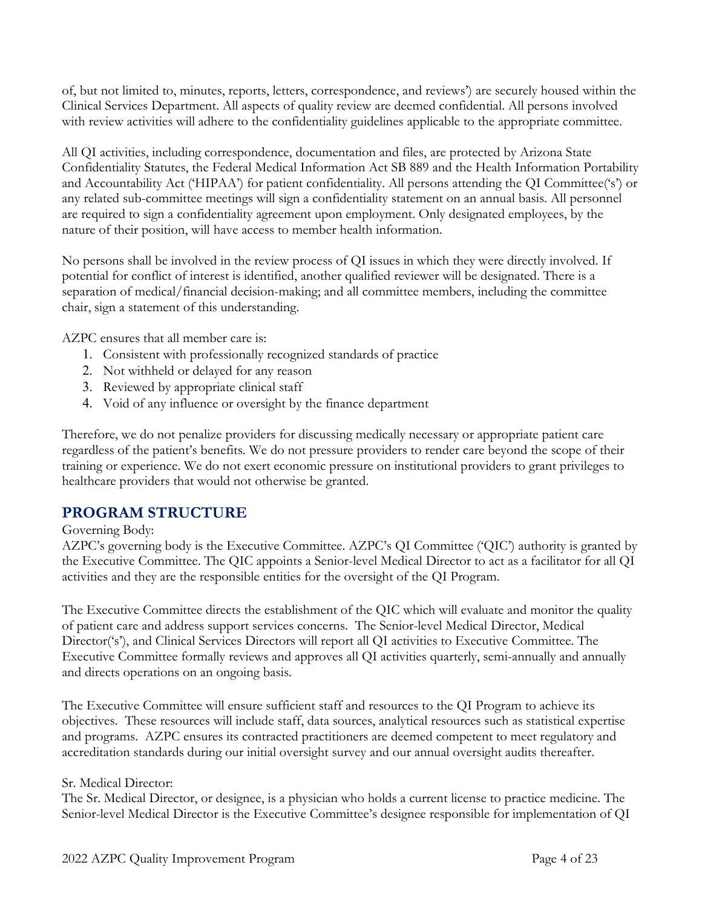of, but not limited to, minutes, reports, letters, correspondence, and reviews') are securely housed within the Clinical Services Department. All aspects of quality review are deemed confidential. All persons involved with review activities will adhere to the confidentiality guidelines applicable to the appropriate committee.

All QI activities, including correspondence, documentation and files, are protected by Arizona State Confidentiality Statutes, the Federal Medical Information Act SB 889 and the Health Information Portability and Accountability Act ('HIPAA') for patient confidentiality. All persons attending the QI Committee('s') or any related sub-committee meetings will sign a confidentiality statement on an annual basis. All personnel are required to sign a confidentiality agreement upon employment. Only designated employees, by the nature of their position, will have access to member health information.

No persons shall be involved in the review process of QI issues in which they were directly involved. If potential for conflict of interest is identified, another qualified reviewer will be designated. There is a separation of medical/financial decision-making; and all committee members, including the committee chair, sign a statement of this understanding.

AZPC ensures that all member care is:

1. Consistent with professionally recognized standards of practice
2. Not withheld or delayed for any reason
3. Reviewed by appropriate clinical staff
4. Void of any influence or oversight by the finance department

Therefore, we do not penalize providers for discussing medically necessary or appropriate patient care regardless of the patient's benefits. We do not pressure providers to render care beyond the scope of their training or experience. We do not exert economic pressure on institutional providers to grant privileges to healthcare providers that would not otherwise be granted.

## PROGRAM STRUCTURE

Governing Body:

AZPC's governing body is the Executive Committee. AZPC's QI Committee ('QIC') authority is granted by the Executive Committee. The QIC appoints a Senior-level Medical Director to act as a facilitator for all QI activities and they are the responsible entities for the oversight of the QI Program.

The Executive Committee directs the establishment of the QIC which will evaluate and monitor the quality of patient care and address support services concerns. The Senior-level Medical Director, Medical Director('s'), and Clinical Services Directors will report all QI activities to Executive Committee. The Executive Committee formally reviews and approves all QI activities quarterly, semi-annually and annually and directs operations on an ongoing basis.

The Executive Committee will ensure sufficient staff and resources to the QI Program to achieve its objectives. These resources will include staff, data sources, analytical resources such as statistical expertise and programs. AZPC ensures its contracted practitioners are deemed competent to meet regulatory and accreditation standards during our initial oversight survey and our annual oversight audits thereafter.

Sr. Medical Director:

The Sr. Medical Director, or designee, is a physician who holds a current license to practice medicine. The Senior-level Medical Director is the Executive Committee's designee responsible for implementation of QI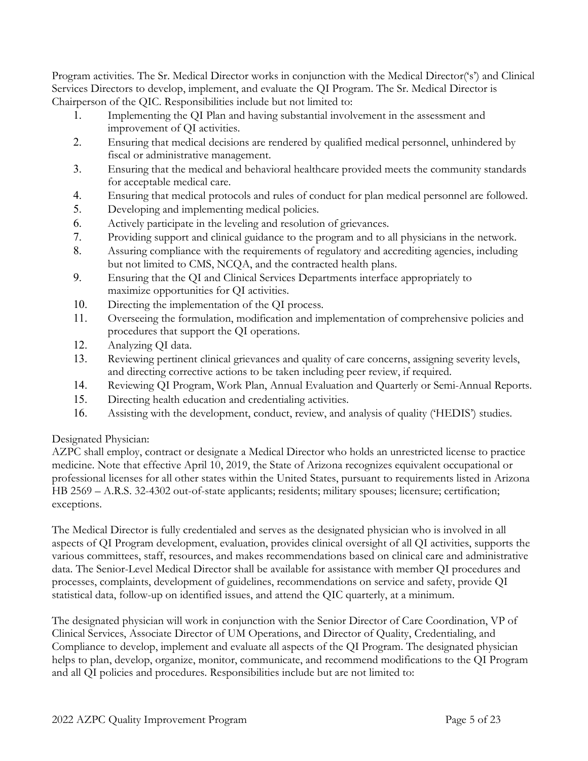Program activities. The Sr. Medical Director works in conjunction with the Medical Director('s') and Clinical Services Directors to develop, implement, and evaluate the QI Program. The Sr. Medical Director is Chairperson of the QIC. Responsibilities include but not limited to:

1. Implementing the QI Plan and having substantial involvement in the assessment and improvement of QI activities.
2. Ensuring that medical decisions are rendered by qualified medical personnel, unhindered by fiscal or administrative management.
3. Ensuring that the medical and behavioral healthcare provided meets the community standards for acceptable medical care.
4. Ensuring that medical protocols and rules of conduct for plan medical personnel are followed.
5. Developing and implementing medical policies.
6. Actively participate in the leveling and resolution of grievances.
7. Providing support and clinical guidance to the program and to all physicians in the network.
8. Assuring compliance with the requirements of regulatory and accrediting agencies, including but not limited to CMS, NCQA, and the contracted health plans.
9. Ensuring that the QI and Clinical Services Departments interface appropriately to maximize opportunities for QI activities.
10. Directing the implementation of the QI process.
11. Overseeing the formulation, modification and implementation of comprehensive policies and procedures that support the QI operations.
12. Analyzing QI data.
13. Reviewing pertinent clinical grievances and quality of care concerns, assigning severity levels, and directing corrective actions to be taken including peer review, if required.
14. Reviewing QI Program, Work Plan, Annual Evaluation and Quarterly or Semi-Annual Reports.
15. Directing health education and credentialing activities.
16. Assisting with the development, conduct, review, and analysis of quality ('HEDIS') studies.

Designated Physician:
AZPC shall employ, contract or designate a Medical Director who holds an unrestricted license to practice medicine. Note that effective April 10, 2019, the State of Arizona recognizes equivalent occupational or professional licenses for all other states within the United States, pursuant to requirements listed in Arizona HB 2569 – A.R.S. 32-4302 out-of-state applicants; residents; military spouses; licensure; certification; exceptions.

The Medical Director is fully credentialed and serves as the designated physician who is involved in all aspects of QI Program development, evaluation, provides clinical oversight of all QI activities, supports the various committees, staff, resources, and makes recommendations based on clinical care and administrative data. The Senior-Level Medical Director shall be available for assistance with member QI procedures and processes, complaints, development of guidelines, recommendations on service and safety, provide QI statistical data, follow-up on identified issues, and attend the QIC quarterly, at a minimum.

The designated physician will work in conjunction with the Senior Director of Care Coordination, VP of Clinical Services, Associate Director of UM Operations, and Director of Quality, Credentialing, and Compliance to develop, implement and evaluate all aspects of the QI Program. The designated physician helps to plan, develop, organize, monitor, communicate, and recommend modifications to the QI Program and all QI policies and procedures. Responsibilities include but are not limited to: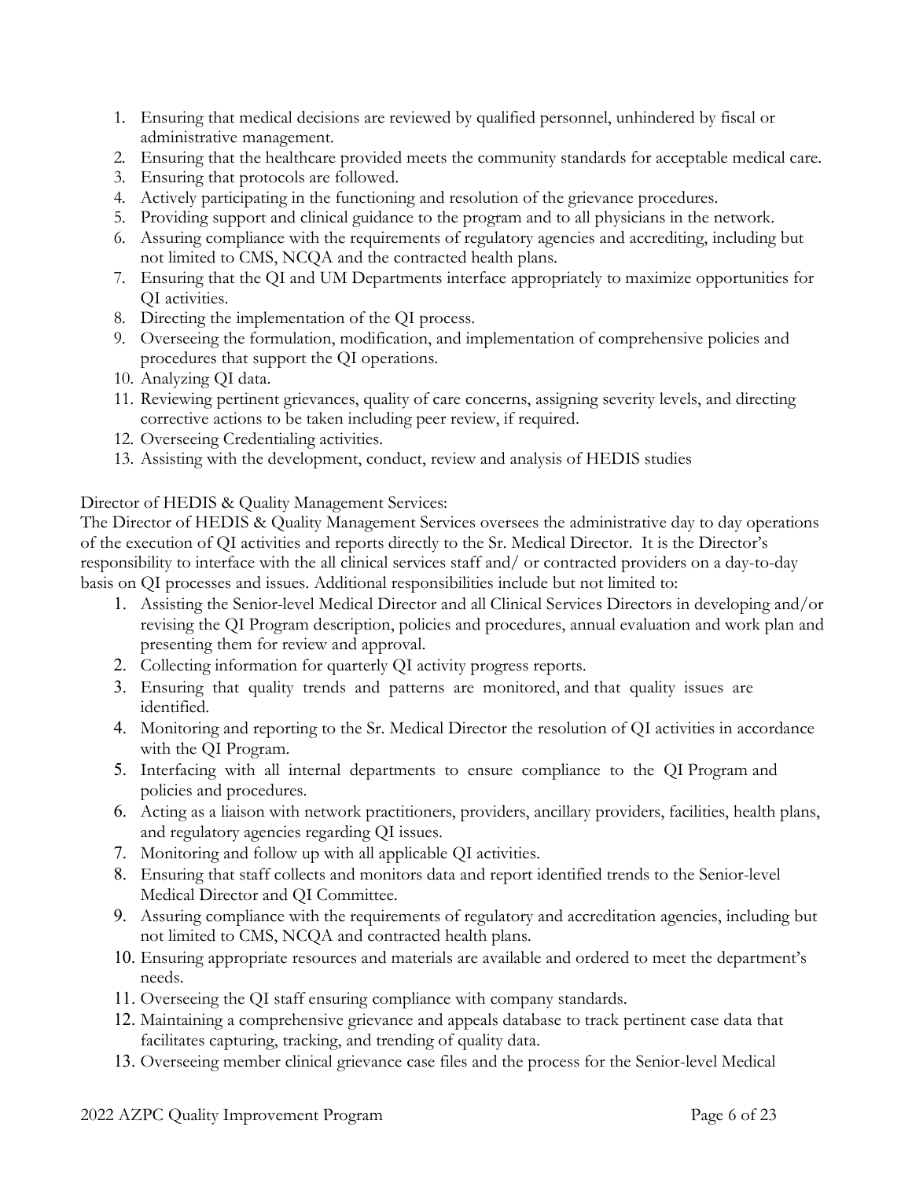1. Ensuring that medical decisions are reviewed by qualified personnel, unhindered by fiscal or administrative management.
2. Ensuring that the healthcare provided meets the community standards for acceptable medical care.
3. Ensuring that protocols are followed.
4. Actively participating in the functioning and resolution of the grievance procedures.
5. Providing support and clinical guidance to the program and to all physicians in the network.
6. Assuring compliance with the requirements of regulatory agencies and accrediting, including but not limited to CMS, NCQA and the contracted health plans.
7. Ensuring that the QI and UM Departments interface appropriately to maximize opportunities for QI activities.
8. Directing the implementation of the QI process.
9. Overseeing the formulation, modification, and implementation of comprehensive policies and procedures that support the QI operations.
10. Analyzing QI data.
11. Reviewing pertinent grievances, quality of care concerns, assigning severity levels, and directing corrective actions to be taken including peer review, if required.
12. Overseeing Credentialing activities.
13. Assisting with the development, conduct, review and analysis of HEDIS studies

Director of HEDIS & Quality Management Services:

The Director of HEDIS & Quality Management Services oversees the administrative day to day operations of the execution of QI activities and reports directly to the Sr. Medical Director. It is the Director's responsibility to interface with the all clinical services staff and/ or contracted providers on a day-to-day basis on QI processes and issues. Additional responsibilities include but not limited to:

1. Assisting the Senior-level Medical Director and all Clinical Services Directors in developing and/or revising the QI Program description, policies and procedures, annual evaluation and work plan and presenting them for review and approval.
2. Collecting information for quarterly QI activity progress reports.
3. Ensuring that quality trends and patterns are monitored, and that quality issues are identified.
4. Monitoring and reporting to the Sr. Medical Director the resolution of QI activities in accordance with the QI Program.
5. Interfacing with all internal departments to ensure compliance to the QI Program and policies and procedures.
6. Acting as a liaison with network practitioners, providers, ancillary providers, facilities, health plans, and regulatory agencies regarding QI issues.
7. Monitoring and follow up with all applicable QI activities.
8. Ensuring that staff collects and monitors data and report identified trends to the Senior-level Medical Director and QI Committee.
9. Assuring compliance with the requirements of regulatory and accreditation agencies, including but not limited to CMS, NCQA and contracted health plans.
10. Ensuring appropriate resources and materials are available and ordered to meet the department's needs.
11. Overseeing the QI staff ensuring compliance with company standards.
12. Maintaining a comprehensive grievance and appeals database to track pertinent case data that facilitates capturing, tracking, and trending of quality data.
13. Overseeing member clinical grievance case files and the process for the Senior-level Medical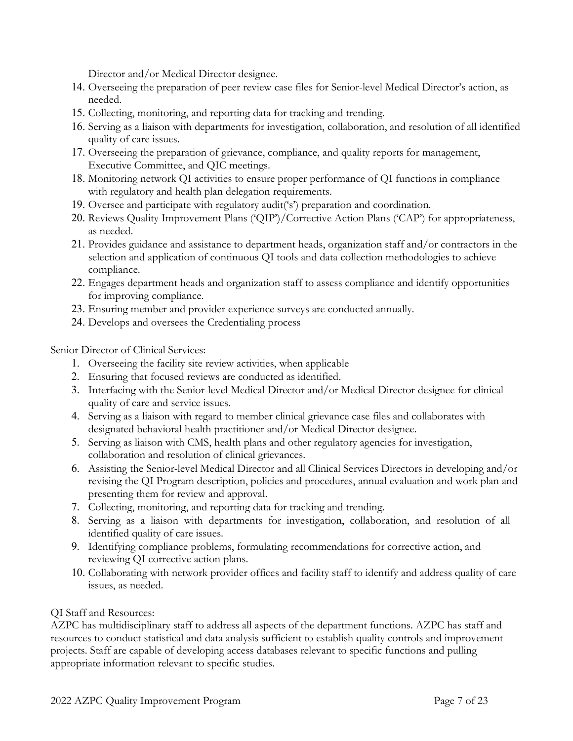Director and/or Medical Director designee.

14. Overseeing the preparation of peer review case files for Senior-level Medical Director's action, as needed.
15. Collecting, monitoring, and reporting data for tracking and trending.
16. Serving as a liaison with departments for investigation, collaboration, and resolution of all identified quality of care issues.
17. Overseeing the preparation of grievance, compliance, and quality reports for management, Executive Committee, and QIC meetings.
18. Monitoring network QI activities to ensure proper performance of QI functions in compliance with regulatory and health plan delegation requirements.
19. Oversee and participate with regulatory audit('s') preparation and coordination.
20. Reviews Quality Improvement Plans ('QIP')/Corrective Action Plans ('CAP') for appropriateness, as needed.
21. Provides guidance and assistance to department heads, organization staff and/or contractors in the selection and application of continuous QI tools and data collection methodologies to achieve compliance.
22. Engages department heads and organization staff to assess compliance and identify opportunities for improving compliance.
23. Ensuring member and provider experience surveys are conducted annually.
24. Develops and oversees the Credentialing process

Senior Director of Clinical Services:

1. Overseeing the facility site review activities, when applicable
2. Ensuring that focused reviews are conducted as identified.
3. Interfacing with the Senior-level Medical Director and/or Medical Director designee for clinical quality of care and service issues.
4. Serving as a liaison with regard to member clinical grievance case files and collaborates with designated behavioral health practitioner and/or Medical Director designee.
5. Serving as liaison with CMS, health plans and other regulatory agencies for investigation, collaboration and resolution of clinical grievances.
6. Assisting the Senior-level Medical Director and all Clinical Services Directors in developing and/or revising the QI Program description, policies and procedures, annual evaluation and work plan and presenting them for review and approval.
7. Collecting, monitoring, and reporting data for tracking and trending.
8. Serving as a liaison with departments for investigation, collaboration, and resolution of all identified quality of care issues.
9. Identifying compliance problems, formulating recommendations for corrective action, and reviewing QI corrective action plans.
10. Collaborating with network provider offices and facility staff to identify and address quality of care issues, as needed.

QI Staff and Resources:

AZPC has multidisciplinary staff to address all aspects of the department functions. AZPC has staff and resources to conduct statistical and data analysis sufficient to establish quality controls and improvement projects. Staff are capable of developing access databases relevant to specific functions and pulling appropriate information relevant to specific studies.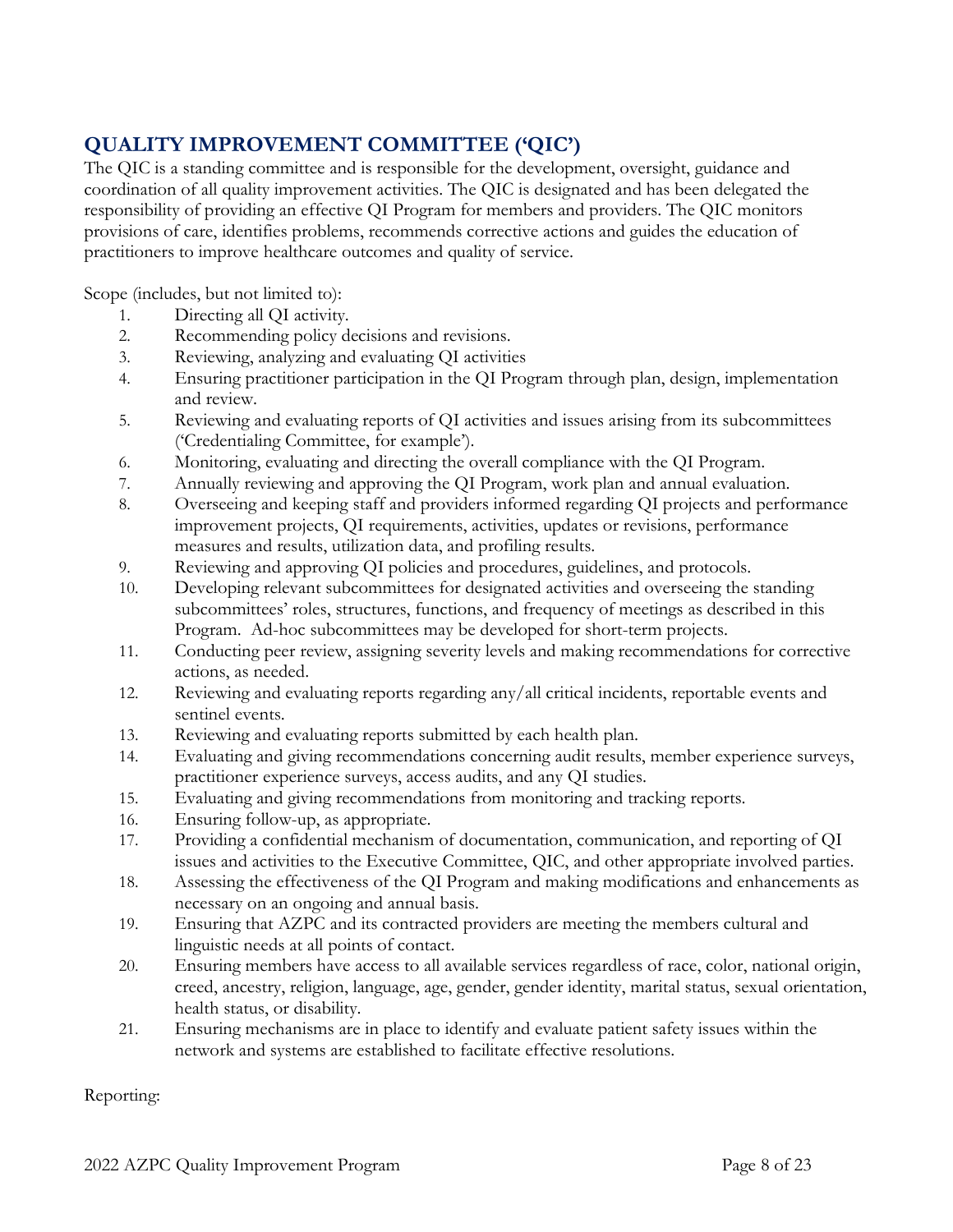## QUALITY IMPROVEMENT COMMITTEE ('QIC')

The QIC is a standing committee and is responsible for the development, oversight, guidance and coordination of all quality improvement activities. The QIC is designated and has been delegated the responsibility of providing an effective QI Program for members and providers. The QIC monitors provisions of care, identifies problems, recommends corrective actions and guides the education of practitioners to improve healthcare outcomes and quality of service.

Scope (includes, but not limited to):

1. Directing all QI activity.
2. Recommending policy decisions and revisions.
3. Reviewing, analyzing and evaluating QI activities
4. Ensuring practitioner participation in the QI Program through plan, design, implementation and review.
5. Reviewing and evaluating reports of QI activities and issues arising from its subcommittees ('Credentialing Committee, for example').
6. Monitoring, evaluating and directing the overall compliance with the QI Program.
7. Annually reviewing and approving the QI Program, work plan and annual evaluation.
8. Overseeing and keeping staff and providers informed regarding QI projects and performance improvement projects, QI requirements, activities, updates or revisions, performance measures and results, utilization data, and profiling results.
9. Reviewing and approving QI policies and procedures, guidelines, and protocols.
10. Developing relevant subcommittees for designated activities and overseeing the standing subcommittees' roles, structures, functions, and frequency of meetings as described in this Program. Ad-hoc subcommittees may be developed for short-term projects.
11. Conducting peer review, assigning severity levels and making recommendations for corrective actions, as needed.
12. Reviewing and evaluating reports regarding any/all critical incidents, reportable events and sentinel events.
13. Reviewing and evaluating reports submitted by each health plan.
14. Evaluating and giving recommendations concerning audit results, member experience surveys, practitioner experience surveys, access audits, and any QI studies.
15. Evaluating and giving recommendations from monitoring and tracking reports.
16. Ensuring follow-up, as appropriate.
17. Providing a confidential mechanism of documentation, communication, and reporting of QI issues and activities to the Executive Committee, QIC, and other appropriate involved parties.
18. Assessing the effectiveness of the QI Program and making modifications and enhancements as necessary on an ongoing and annual basis.
19. Ensuring that AZPC and its contracted providers are meeting the members cultural and linguistic needs at all points of contact.
20. Ensuring members have access to all available services regardless of race, color, national origin, creed, ancestry, religion, language, age, gender, gender identity, marital status, sexual orientation, health status, or disability.
21. Ensuring mechanisms are in place to identify and evaluate patient safety issues within the network and systems are established to facilitate effective resolutions.

Reporting: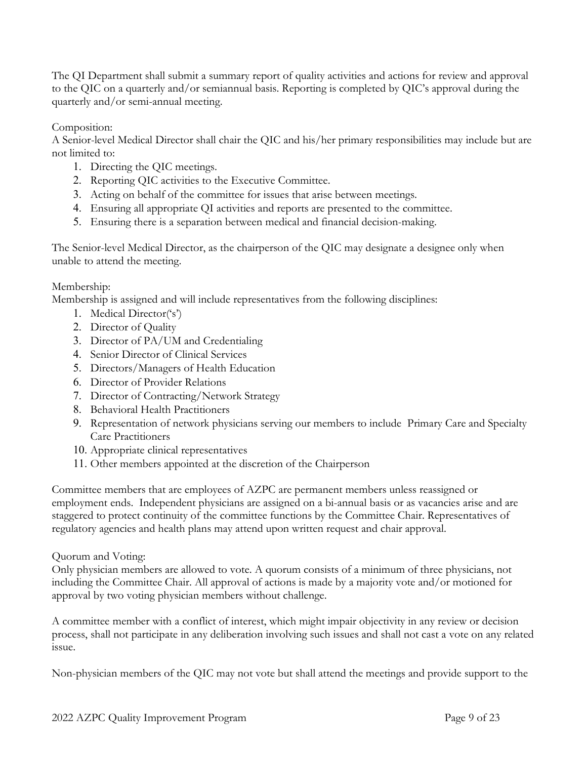The QI Department shall submit a summary report of quality activities and actions for review and approval to the QIC on a quarterly and/or semiannual basis. Reporting is completed by QIC's approval during the quarterly and/or semi-annual meeting.

Composition:
A Senior-level Medical Director shall chair the QIC and his/her primary responsibilities may include but are not limited to:

1. Directing the QIC meetings.
2. Reporting QIC activities to the Executive Committee.
3. Acting on behalf of the committee for issues that arise between meetings.
4. Ensuring all appropriate QI activities and reports are presented to the committee.
5. Ensuring there is a separation between medical and financial decision-making.

The Senior-level Medical Director, as the chairperson of the QIC may designate a designee only when unable to attend the meeting.

Membership:
Membership is assigned and will include representatives from the following disciplines:

1. Medical Director('s')
2. Director of Quality
3. Director of PA/UM and Credentialing
4. Senior Director of Clinical Services
5. Directors/Managers of Health Education
6. Director of Provider Relations
7. Director of Contracting/Network Strategy
8. Behavioral Health Practitioners
9. Representation of network physicians serving our members to include Primary Care and Specialty Care Practitioners
10. Appropriate clinical representatives
11. Other members appointed at the discretion of the Chairperson

Committee members that are employees of AZPC are permanent members unless reassigned or employment ends. Independent physicians are assigned on a bi-annual basis or as vacancies arise and are staggered to protect continuity of the committee functions by the Committee Chair. Representatives of regulatory agencies and health plans may attend upon written request and chair approval.

Quorum and Voting:
Only physician members are allowed to vote. A quorum consists of a minimum of three physicians, not including the Committee Chair. All approval of actions is made by a majority vote and/or motioned for approval by two voting physician members without challenge.

A committee member with a conflict of interest, which might impair objectivity in any review or decision process, shall not participate in any deliberation involving such issues and shall not cast a vote on any related issue.

Non-physician members of the QIC may not vote but shall attend the meetings and provide support to the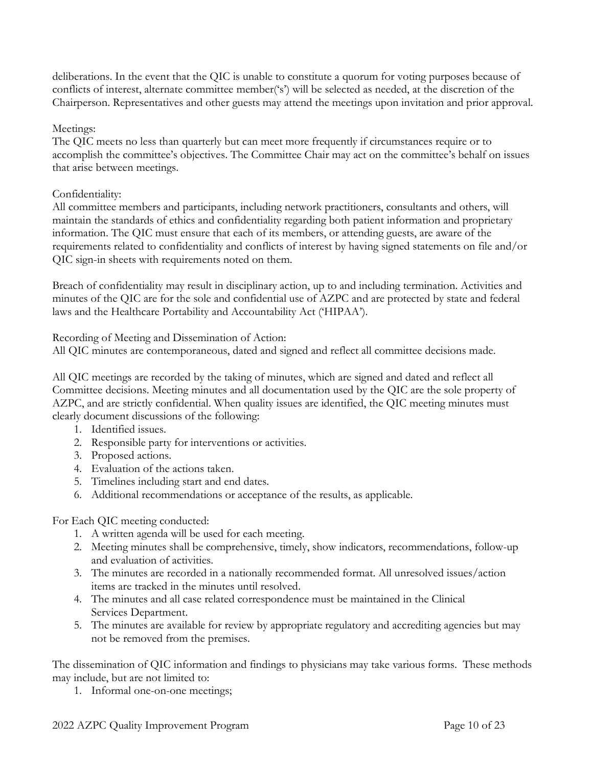deliberations. In the event that the QIC is unable to constitute a quorum for voting purposes because of conflicts of interest, alternate committee member('s') will be selected as needed, at the discretion of the Chairperson. Representatives and other guests may attend the meetings upon invitation and prior approval.

Meetings:
The QIC meets no less than quarterly but can meet more frequently if circumstances require or to accomplish the committee's objectives. The Committee Chair may act on the committee's behalf on issues that arise between meetings.

Confidentiality:
All committee members and participants, including network practitioners, consultants and others, will maintain the standards of ethics and confidentiality regarding both patient information and proprietary information. The QIC must ensure that each of its members, or attending guests, are aware of the requirements related to confidentiality and conflicts of interest by having signed statements on file and/or QIC sign-in sheets with requirements noted on them.

Breach of confidentiality may result in disciplinary action, up to and including termination. Activities and minutes of the QIC are for the sole and confidential use of AZPC and are protected by state and federal laws and the Healthcare Portability and Accountability Act ('HIPAA').

Recording of Meeting and Dissemination of Action:
All QIC minutes are contemporaneous, dated and signed and reflect all committee decisions made.

All QIC meetings are recorded by the taking of minutes, which are signed and dated and reflect all Committee decisions. Meeting minutes and all documentation used by the QIC are the sole property of AZPC, and are strictly confidential. When quality issues are identified, the QIC meeting minutes must clearly document discussions of the following:

1. Identified issues.
2. Responsible party for interventions or activities.
3. Proposed actions.
4. Evaluation of the actions taken.
5. Timelines including start and end dates.
6. Additional recommendations or acceptance of the results, as applicable.

For Each QIC meeting conducted:

1. A written agenda will be used for each meeting.
2. Meeting minutes shall be comprehensive, timely, show indicators, recommendations, follow-up and evaluation of activities.
3. The minutes are recorded in a nationally recommended format. All unresolved issues/action items are tracked in the minutes until resolved.
4. The minutes and all case related correspondence must be maintained in the Clinical Services Department.
5. The minutes are available for review by appropriate regulatory and accrediting agencies but may not be removed from the premises.

The dissemination of QIC information and findings to physicians may take various forms. These methods may include, but are not limited to:

1. Informal one-on-one meetings;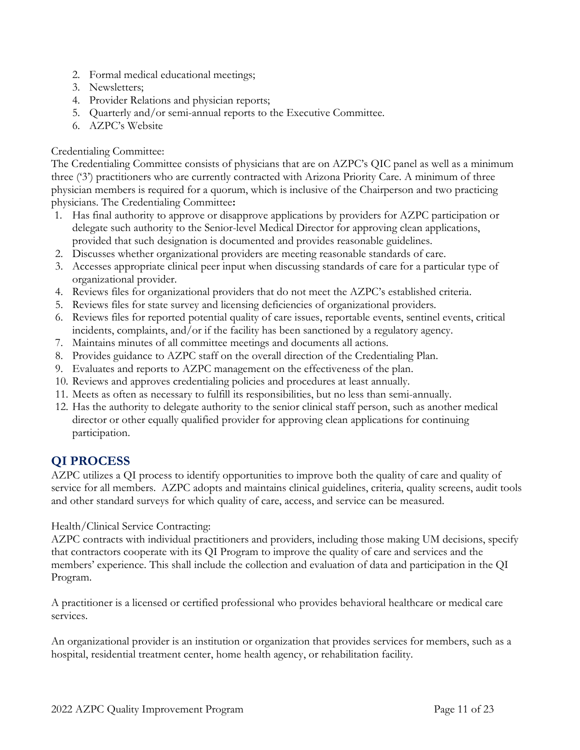2. Formal medical educational meetings;
3. Newsletters;
4. Provider Relations and physician reports;
5. Quarterly and/or semi-annual reports to the Executive Committee.
6. AZPC's Website

Credentialing Committee:

The Credentialing Committee consists of physicians that are on AZPC's QIC panel as well as a minimum three ('3') practitioners who are currently contracted with Arizona Priority Care. A minimum of three physician members is required for a quorum, which is inclusive of the Chairperson and two practicing physicians. The Credentialing Committee**:**

1. Has final authority to approve or disapprove applications by providers for AZPC participation or delegate such authority to the Senior-level Medical Director for approving clean applications, provided that such designation is documented and provides reasonable guidelines.
2. Discusses whether organizational providers are meeting reasonable standards of care.
3. Accesses appropriate clinical peer input when discussing standards of care for a particular type of organizational provider.
4. Reviews files for organizational providers that do not meet the AZPC's established criteria.
5. Reviews files for state survey and licensing deficiencies of organizational providers.
6. Reviews files for reported potential quality of care issues, reportable events, sentinel events, critical incidents, complaints, and/or if the facility has been sanctioned by a regulatory agency.
7. Maintains minutes of all committee meetings and documents all actions.
8. Provides guidance to AZPC staff on the overall direction of the Credentialing Plan.
9. Evaluates and reports to AZPC management on the effectiveness of the plan.
10. Reviews and approves credentialing policies and procedures at least annually.
11. Meets as often as necessary to fulfill its responsibilities, but no less than semi-annually.
12. Has the authority to delegate authority to the senior clinical staff person, such as another medical director or other equally qualified provider for approving clean applications for continuing participation.

## QI PROCESS

AZPC utilizes a QI process to identify opportunities to improve both the quality of care and quality of service for all members. AZPC adopts and maintains clinical guidelines, criteria, quality screens, audit tools and other standard surveys for which quality of care, access, and service can be measured.

Health/Clinical Service Contracting:

AZPC contracts with individual practitioners and providers, including those making UM decisions, specify that contractors cooperate with its QI Program to improve the quality of care and services and the members' experience. This shall include the collection and evaluation of data and participation in the QI Program.

A practitioner is a licensed or certified professional who provides behavioral healthcare or medical care services.

An organizational provider is an institution or organization that provides services for members, such as a hospital, residential treatment center, home health agency, or rehabilitation facility.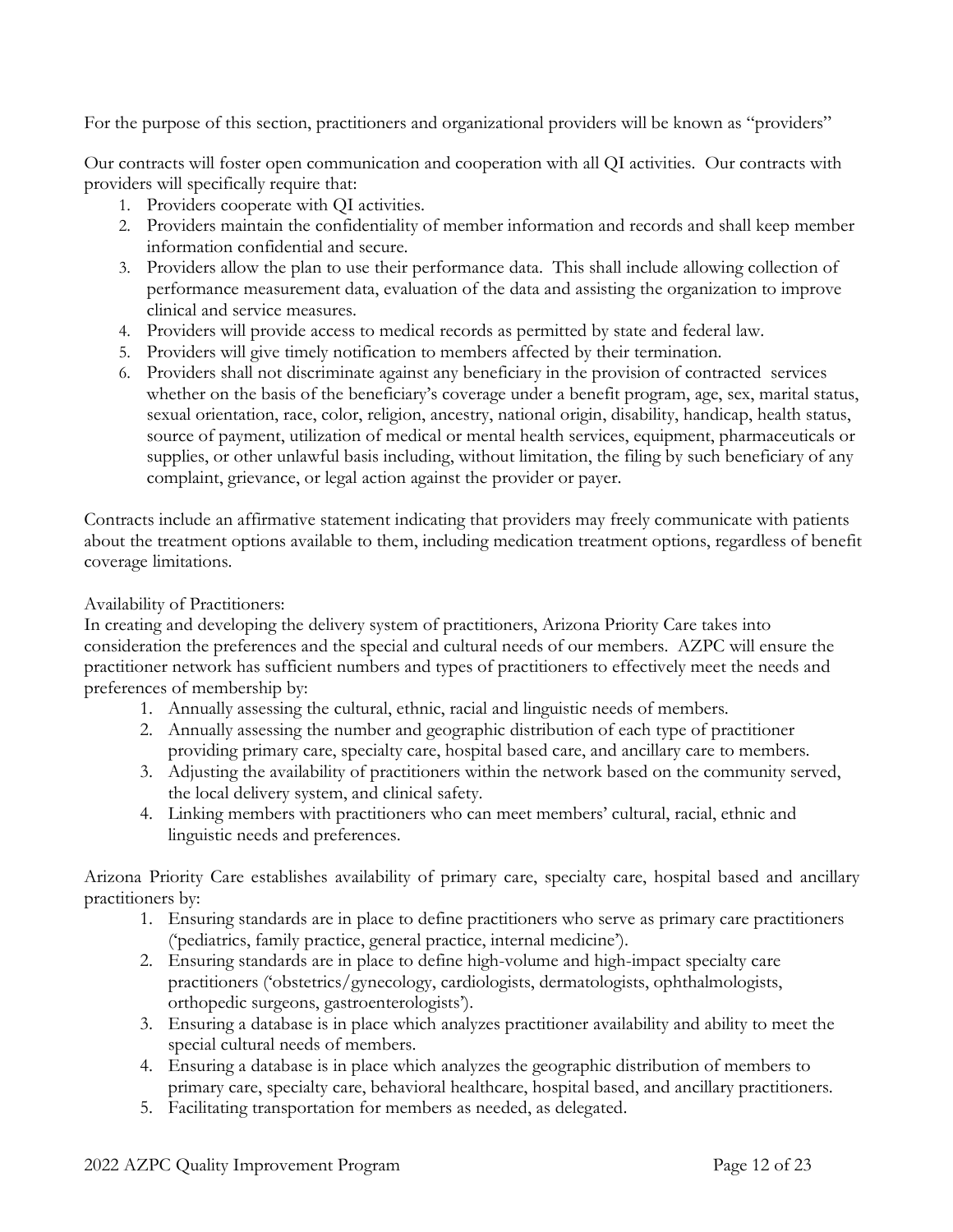For the purpose of this section, practitioners and organizational providers will be known as "providers"

Our contracts will foster open communication and cooperation with all QI activities. Our contracts with providers will specifically require that:

1. Providers cooperate with QI activities.
2. Providers maintain the confidentiality of member information and records and shall keep member information confidential and secure.
3. Providers allow the plan to use their performance data. This shall include allowing collection of performance measurement data, evaluation of the data and assisting the organization to improve clinical and service measures.
4. Providers will provide access to medical records as permitted by state and federal law.
5. Providers will give timely notification to members affected by their termination.
6. Providers shall not discriminate against any beneficiary in the provision of contracted services whether on the basis of the beneficiary's coverage under a benefit program, age, sex, marital status, sexual orientation, race, color, religion, ancestry, national origin, disability, handicap, health status, source of payment, utilization of medical or mental health services, equipment, pharmaceuticals or supplies, or other unlawful basis including, without limitation, the filing by such beneficiary of any complaint, grievance, or legal action against the provider or payer.

Contracts include an affirmative statement indicating that providers may freely communicate with patients about the treatment options available to them, including medication treatment options, regardless of benefit coverage limitations.

Availability of Practitioners:
In creating and developing the delivery system of practitioners, Arizona Priority Care takes into consideration the preferences and the special and cultural needs of our members. AZPC will ensure the practitioner network has sufficient numbers and types of practitioners to effectively meet the needs and preferences of membership by:

1. Annually assessing the cultural, ethnic, racial and linguistic needs of members.
2. Annually assessing the number and geographic distribution of each type of practitioner providing primary care, specialty care, hospital based care, and ancillary care to members.
3. Adjusting the availability of practitioners within the network based on the community served, the local delivery system, and clinical safety.
4. Linking members with practitioners who can meet members' cultural, racial, ethnic and linguistic needs and preferences.

Arizona Priority Care establishes availability of primary care, specialty care, hospital based and ancillary practitioners by:

1. Ensuring standards are in place to define practitioners who serve as primary care practitioners ('pediatrics, family practice, general practice, internal medicine').
2. Ensuring standards are in place to define high-volume and high-impact specialty care practitioners ('obstetrics/gynecology, cardiologists, dermatologists, ophthalmologists, orthopedic surgeons, gastroenterologists').
3. Ensuring a database is in place which analyzes practitioner availability and ability to meet the special cultural needs of members.
4. Ensuring a database is in place which analyzes the geographic distribution of members to primary care, specialty care, behavioral healthcare, hospital based, and ancillary practitioners.
5. Facilitating transportation for members as needed, as delegated.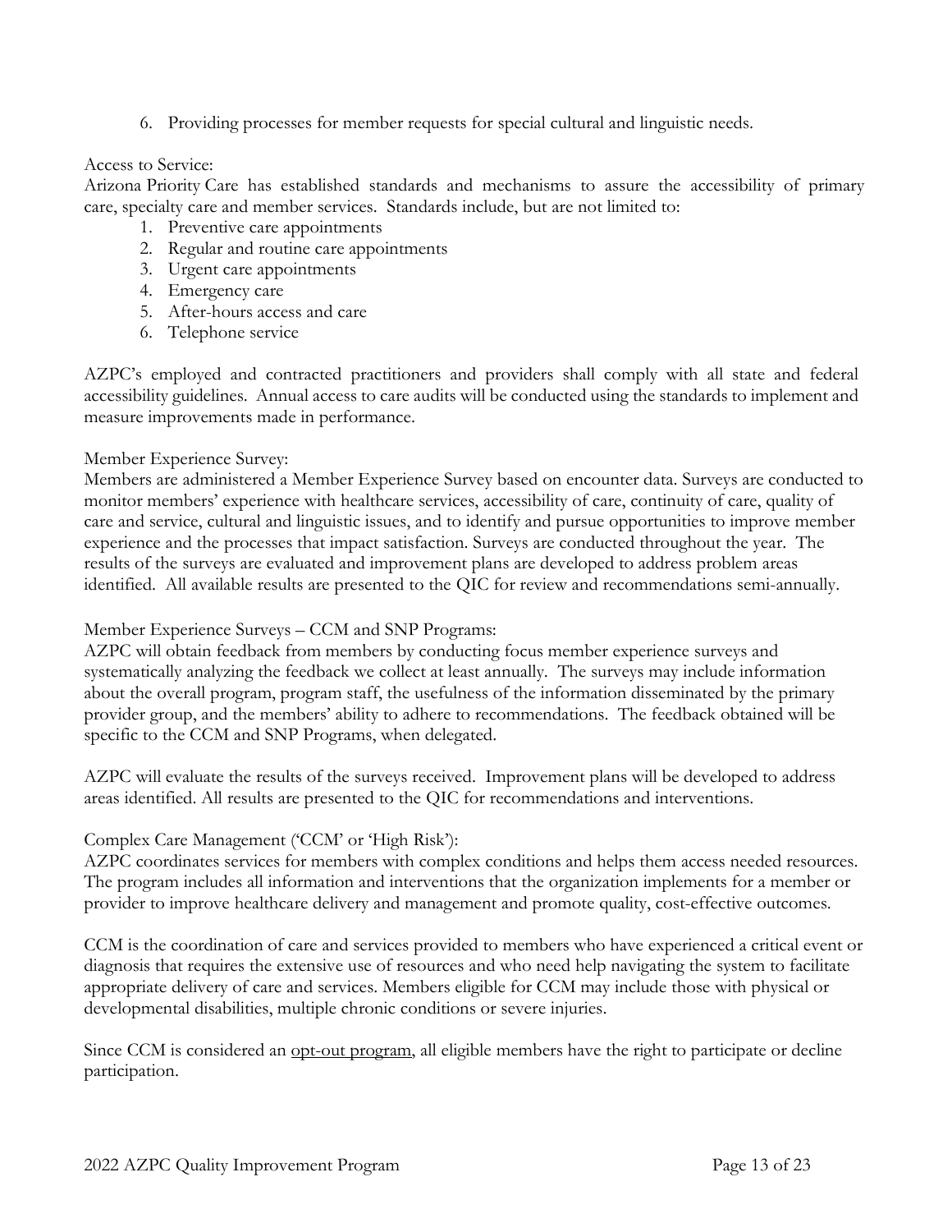6. Providing processes for member requests for special cultural and linguistic needs.

Access to Service:
Arizona Priority Care has established standards and mechanisms to assure the accessibility of primary care, specialty care and member services. Standards include, but are not limited to:

1. Preventive care appointments
2. Regular and routine care appointments
3. Urgent care appointments
4. Emergency care
5. After-hours access and care
6. Telephone service

AZPC's employed and contracted practitioners and providers shall comply with all state and federal accessibility guidelines. Annual access to care audits will be conducted using the standards to implement and measure improvements made in performance.

Member Experience Survey:
Members are administered a Member Experience Survey based on encounter data. Surveys are conducted to monitor members' experience with healthcare services, accessibility of care, continuity of care, quality of care and service, cultural and linguistic issues, and to identify and pursue opportunities to improve member experience and the processes that impact satisfaction. Surveys are conducted throughout the year. The results of the surveys are evaluated and improvement plans are developed to address problem areas identified. All available results are presented to the QIC for review and recommendations semi-annually.

Member Experience Surveys – CCM and SNP Programs:
AZPC will obtain feedback from members by conducting focus member experience surveys and systematically analyzing the feedback we collect at least annually. The surveys may include information about the overall program, program staff, the usefulness of the information disseminated by the primary provider group, and the members' ability to adhere to recommendations. The feedback obtained will be specific to the CCM and SNP Programs, when delegated.

AZPC will evaluate the results of the surveys received. Improvement plans will be developed to address areas identified. All results are presented to the QIC for recommendations and interventions.

Complex Care Management ('CCM' or 'High Risk'):
AZPC coordinates services for members with complex conditions and helps them access needed resources. The program includes all information and interventions that the organization implements for a member or provider to improve healthcare delivery and management and promote quality, cost-effective outcomes.

CCM is the coordination of care and services provided to members who have experienced a critical event or diagnosis that requires the extensive use of resources and who need help navigating the system to facilitate appropriate delivery of care and services. Members eligible for CCM may include those with physical or developmental disabilities, multiple chronic conditions or severe injuries.

Since CCM is considered an opt-out program, all eligible members have the right to participate or decline participation.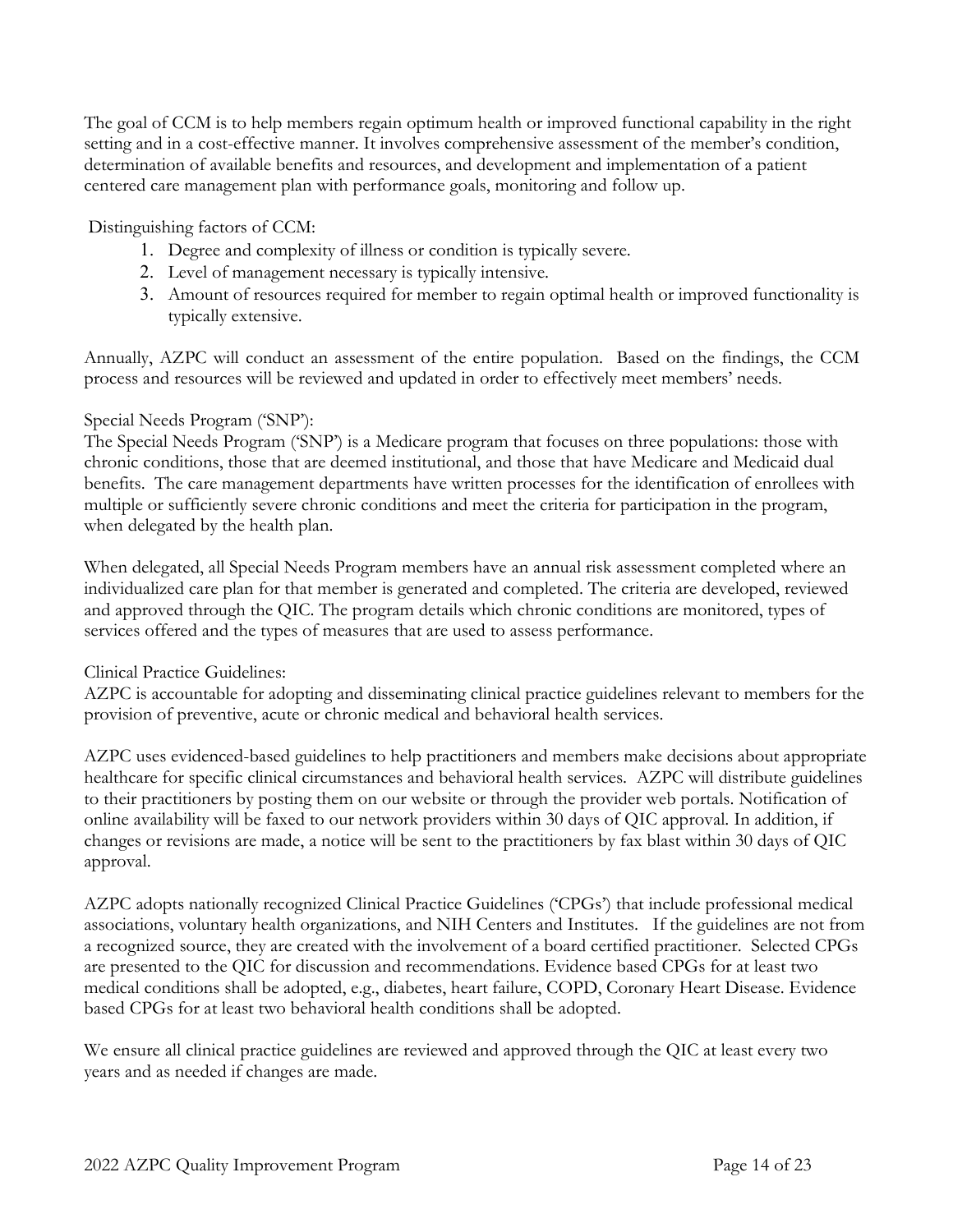The goal of CCM is to help members regain optimum health or improved functional capability in the right setting and in a cost-effective manner. It involves comprehensive assessment of the member's condition, determination of available benefits and resources, and development and implementation of a patient centered care management plan with performance goals, monitoring and follow up.

Distinguishing factors of CCM:

1. Degree and complexity of illness or condition is typically severe.
2. Level of management necessary is typically intensive.
3. Amount of resources required for member to regain optimal health or improved functionality is typically extensive.

Annually, AZPC will conduct an assessment of the entire population. Based on the findings, the CCM process and resources will be reviewed and updated in order to effectively meet members' needs.

Special Needs Program ('SNP'):
The Special Needs Program ('SNP') is a Medicare program that focuses on three populations: those with chronic conditions, those that are deemed institutional, and those that have Medicare and Medicaid dual benefits. The care management departments have written processes for the identification of enrollees with multiple or sufficiently severe chronic conditions and meet the criteria for participation in the program, when delegated by the health plan.

When delegated, all Special Needs Program members have an annual risk assessment completed where an individualized care plan for that member is generated and completed. The criteria are developed, reviewed and approved through the QIC. The program details which chronic conditions are monitored, types of services offered and the types of measures that are used to assess performance.

Clinical Practice Guidelines:
AZPC is accountable for adopting and disseminating clinical practice guidelines relevant to members for the provision of preventive, acute or chronic medical and behavioral health services.

AZPC uses evidenced-based guidelines to help practitioners and members make decisions about appropriate healthcare for specific clinical circumstances and behavioral health services. AZPC will distribute guidelines to their practitioners by posting them on our website or through the provider web portals. Notification of online availability will be faxed to our network providers within 30 days of QIC approval. In addition, if changes or revisions are made, a notice will be sent to the practitioners by fax blast within 30 days of QIC approval.

AZPC adopts nationally recognized Clinical Practice Guidelines ('CPGs') that include professional medical associations, voluntary health organizations, and NIH Centers and Institutes. If the guidelines are not from a recognized source, they are created with the involvement of a board certified practitioner. Selected CPGs are presented to the QIC for discussion and recommendations. Evidence based CPGs for at least two medical conditions shall be adopted, e.g., diabetes, heart failure, COPD, Coronary Heart Disease. Evidence based CPGs for at least two behavioral health conditions shall be adopted.

We ensure all clinical practice guidelines are reviewed and approved through the QIC at least every two years and as needed if changes are made.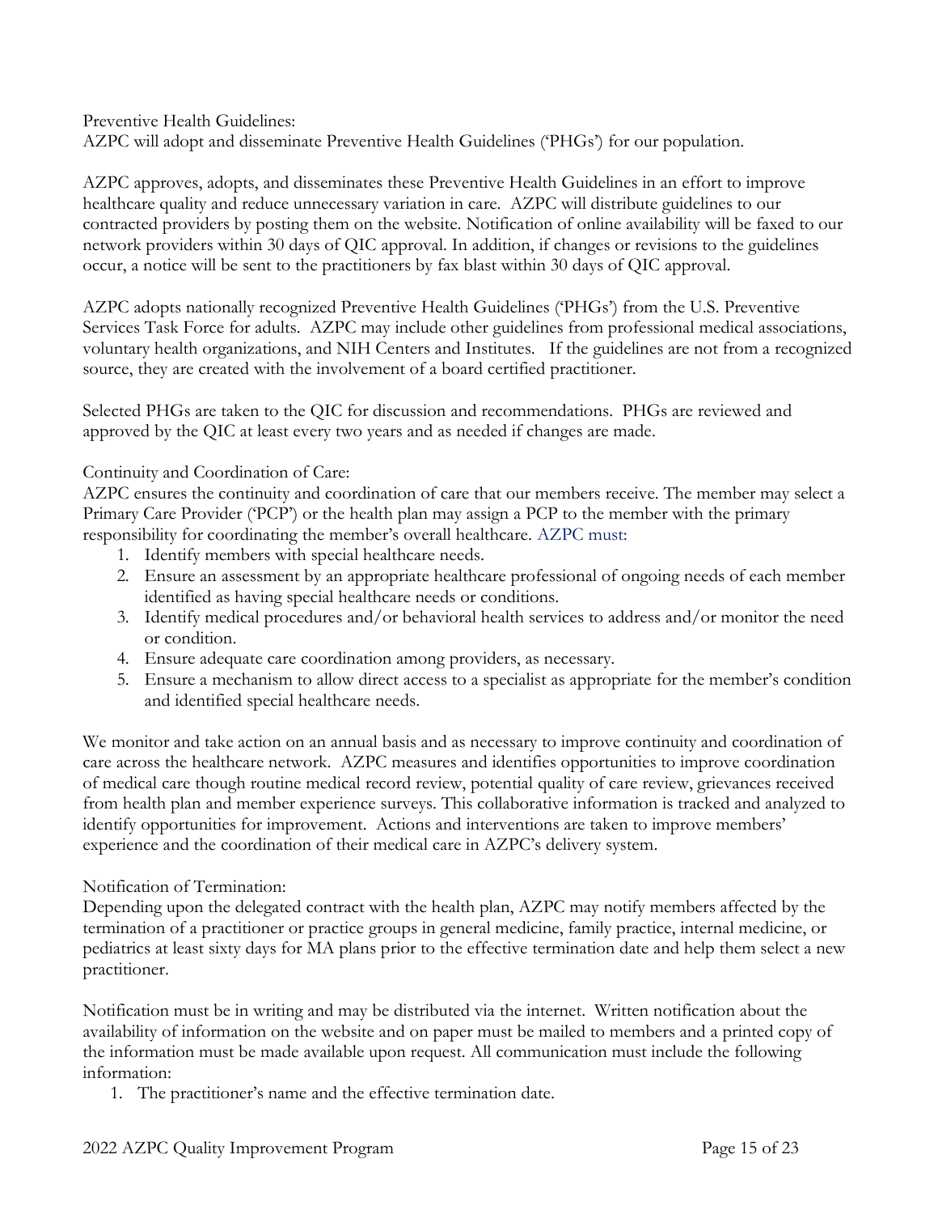Preventive Health Guidelines:
AZPC will adopt and disseminate Preventive Health Guidelines ('PHGs') for our population.

AZPC approves, adopts, and disseminates these Preventive Health Guidelines in an effort to improve healthcare quality and reduce unnecessary variation in care. AZPC will distribute guidelines to our contracted providers by posting them on the website. Notification of online availability will be faxed to our network providers within 30 days of QIC approval. In addition, if changes or revisions to the guidelines occur, a notice will be sent to the practitioners by fax blast within 30 days of QIC approval.

AZPC adopts nationally recognized Preventive Health Guidelines ('PHGs') from the U.S. Preventive Services Task Force for adults. AZPC may include other guidelines from professional medical associations, voluntary health organizations, and NIH Centers and Institutes. If the guidelines are not from a recognized source, they are created with the involvement of a board certified practitioner.

Selected PHGs are taken to the QIC for discussion and recommendations. PHGs are reviewed and approved by the QIC at least every two years and as needed if changes are made.

Continuity and Coordination of Care:
AZPC ensures the continuity and coordination of care that our members receive. The member may select a Primary Care Provider ('PCP') or the health plan may assign a PCP to the member with the primary responsibility for coordinating the member's overall healthcare. AZPC must:

1. Identify members with special healthcare needs.
2. Ensure an assessment by an appropriate healthcare professional of ongoing needs of each member identified as having special healthcare needs or conditions.
3. Identify medical procedures and/or behavioral health services to address and/or monitor the need or condition.
4. Ensure adequate care coordination among providers, as necessary.
5. Ensure a mechanism to allow direct access to a specialist as appropriate for the member's condition and identified special healthcare needs.

We monitor and take action on an annual basis and as necessary to improve continuity and coordination of care across the healthcare network. AZPC measures and identifies opportunities to improve coordination of medical care though routine medical record review, potential quality of care review, grievances received from health plan and member experience surveys. This collaborative information is tracked and analyzed to identify opportunities for improvement. Actions and interventions are taken to improve members' experience and the coordination of their medical care in AZPC's delivery system.

Notification of Termination:
Depending upon the delegated contract with the health plan, AZPC may notify members affected by the termination of a practitioner or practice groups in general medicine, family practice, internal medicine, or pediatrics at least sixty days for MA plans prior to the effective termination date and help them select a new practitioner.

Notification must be in writing and may be distributed via the internet. Written notification about the availability of information on the website and on paper must be mailed to members and a printed copy of the information must be made available upon request. All communication must include the following information:

1. The practitioner's name and the effective termination date.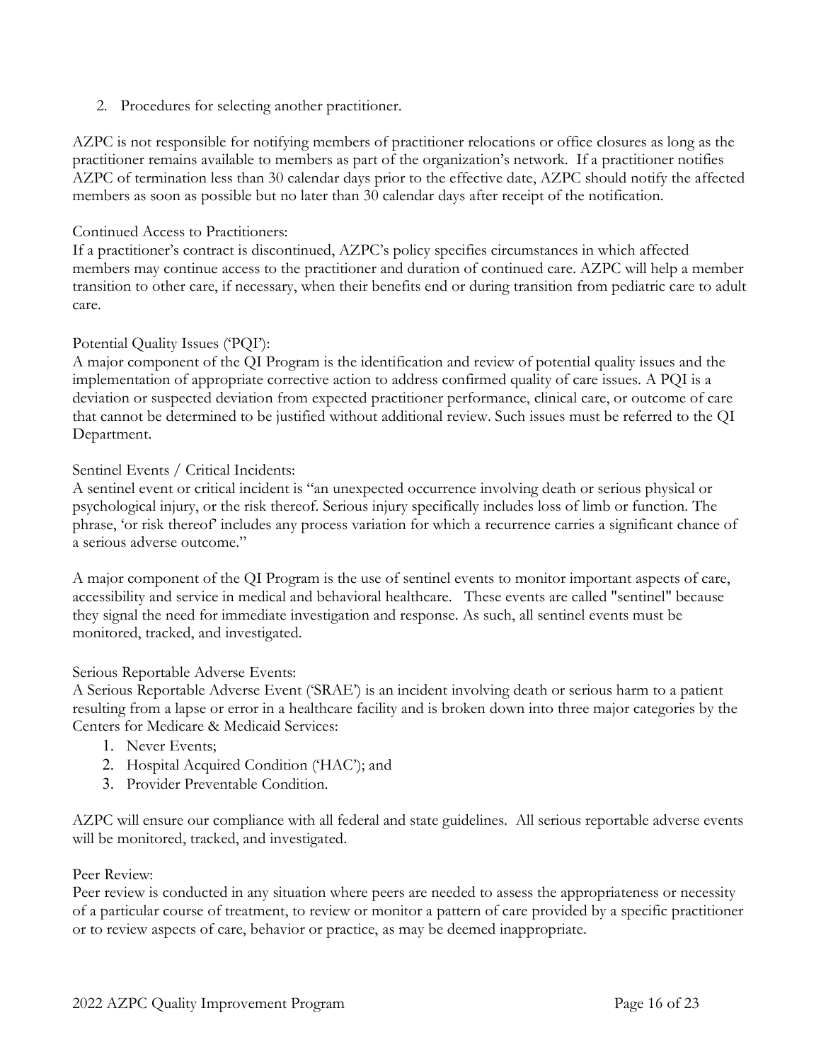2. Procedures for selecting another practitioner.

AZPC is not responsible for notifying members of practitioner relocations or office closures as long as the practitioner remains available to members as part of the organization's network. If a practitioner notifies AZPC of termination less than 30 calendar days prior to the effective date, AZPC should notify the affected members as soon as possible but no later than 30 calendar days after receipt of the notification.

Continued Access to Practitioners:
If a practitioner's contract is discontinued, AZPC's policy specifies circumstances in which affected members may continue access to the practitioner and duration of continued care. AZPC will help a member transition to other care, if necessary, when their benefits end or during transition from pediatric care to adult care.

Potential Quality Issues ('PQI'):
A major component of the QI Program is the identification and review of potential quality issues and the implementation of appropriate corrective action to address confirmed quality of care issues. A PQI is a deviation or suspected deviation from expected practitioner performance, clinical care, or outcome of care that cannot be determined to be justified without additional review. Such issues must be referred to the QI Department.

Sentinel Events / Critical Incidents:
A sentinel event or critical incident is "an unexpected occurrence involving death or serious physical or psychological injury, or the risk thereof. Serious injury specifically includes loss of limb or function. The phrase, 'or risk thereof' includes any process variation for which a recurrence carries a significant chance of a serious adverse outcome."

A major component of the QI Program is the use of sentinel events to monitor important aspects of care, accessibility and service in medical and behavioral healthcare. These events are called "sentinel" because they signal the need for immediate investigation and response. As such, all sentinel events must be monitored, tracked, and investigated.

Serious Reportable Adverse Events:
A Serious Reportable Adverse Event ('SRAE') is an incident involving death or serious harm to a patient resulting from a lapse or error in a healthcare facility and is broken down into three major categories by the Centers for Medicare & Medicaid Services:

1. Never Events;
2. Hospital Acquired Condition ('HAC'); and
3. Provider Preventable Condition.

AZPC will ensure our compliance with all federal and state guidelines. All serious reportable adverse events will be monitored, tracked, and investigated.

Peer Review:
Peer review is conducted in any situation where peers are needed to assess the appropriateness or necessity of a particular course of treatment, to review or monitor a pattern of care provided by a specific practitioner or to review aspects of care, behavior or practice, as may be deemed inappropriate.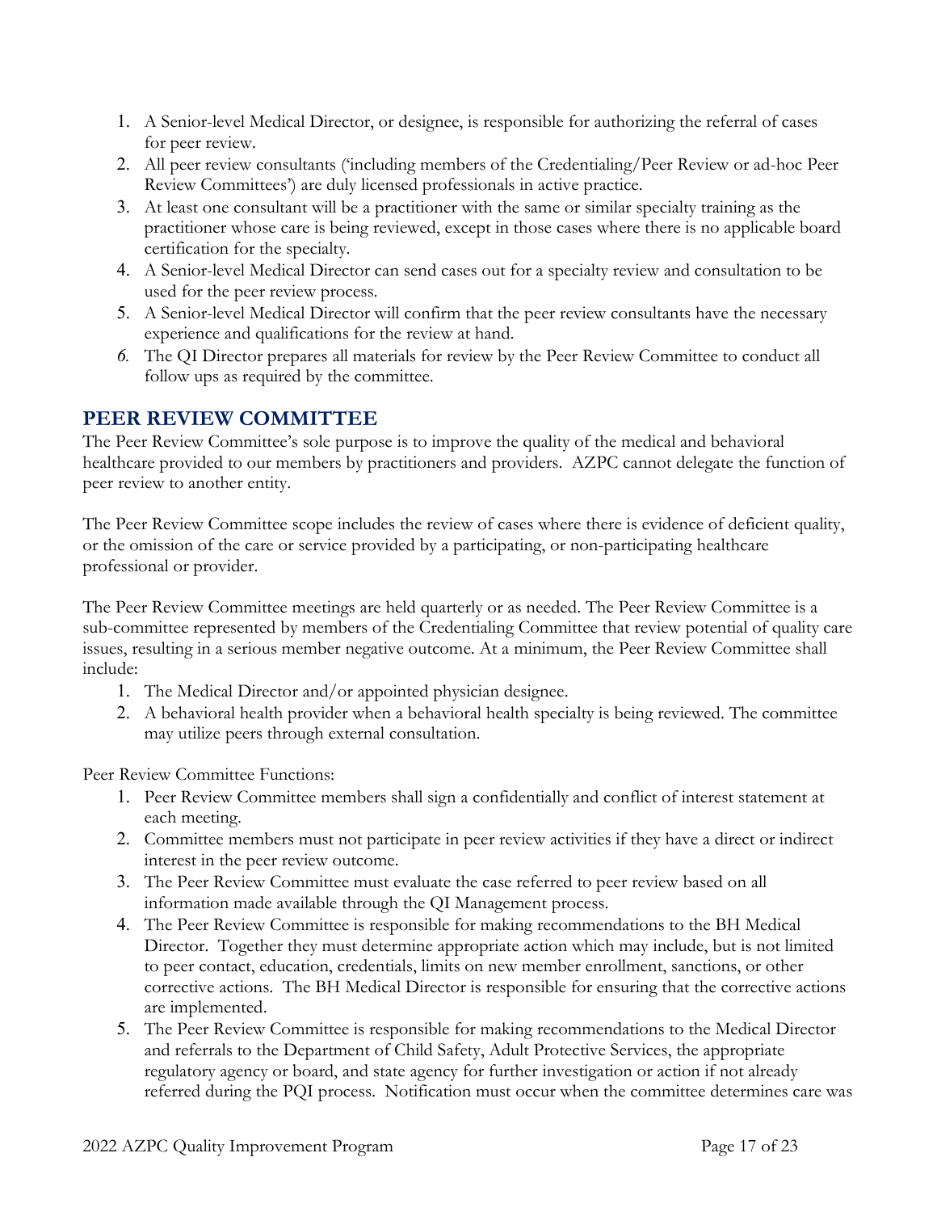1. A Senior-level Medical Director, or designee, is responsible for authorizing the referral of cases for peer review.
2. All peer review consultants ('including members of the Credentialing/Peer Review or ad-hoc Peer Review Committees') are duly licensed professionals in active practice.
3. At least one consultant will be a practitioner with the same or similar specialty training as the practitioner whose care is being reviewed, except in those cases where there is no applicable board certification for the specialty.
4. A Senior-level Medical Director can send cases out for a specialty review and consultation to be used for the peer review process.
5. A Senior-level Medical Director will confirm that the peer review consultants have the necessary experience and qualifications for the review at hand.
6. The QI Director prepares all materials for review by the Peer Review Committee to conduct all follow ups as required by the committee.

## PEER REVIEW COMMITTEE

The Peer Review Committee's sole purpose is to improve the quality of the medical and behavioral healthcare provided to our members by practitioners and providers. AZPC cannot delegate the function of peer review to another entity.

The Peer Review Committee scope includes the review of cases where there is evidence of deficient quality, or the omission of the care or service provided by a participating, or non-participating healthcare professional or provider.

The Peer Review Committee meetings are held quarterly or as needed. The Peer Review Committee is a sub-committee represented by members of the Credentialing Committee that review potential of quality care issues, resulting in a serious member negative outcome. At a minimum, the Peer Review Committee shall include:

1. The Medical Director and/or appointed physician designee.
2. A behavioral health provider when a behavioral health specialty is being reviewed. The committee may utilize peers through external consultation.

Peer Review Committee Functions:

1. Peer Review Committee members shall sign a confidentially and conflict of interest statement at each meeting.
2. Committee members must not participate in peer review activities if they have a direct or indirect interest in the peer review outcome.
3. The Peer Review Committee must evaluate the case referred to peer review based on all information made available through the QI Management process.
4. The Peer Review Committee is responsible for making recommendations to the BH Medical Director. Together they must determine appropriate action which may include, but is not limited to peer contact, education, credentials, limits on new member enrollment, sanctions, or other corrective actions. The BH Medical Director is responsible for ensuring that the corrective actions are implemented.
5. The Peer Review Committee is responsible for making recommendations to the Medical Director and referrals to the Department of Child Safety, Adult Protective Services, the appropriate regulatory agency or board, and state agency for further investigation or action if not already referred during the PQI process. Notification must occur when the committee determines care was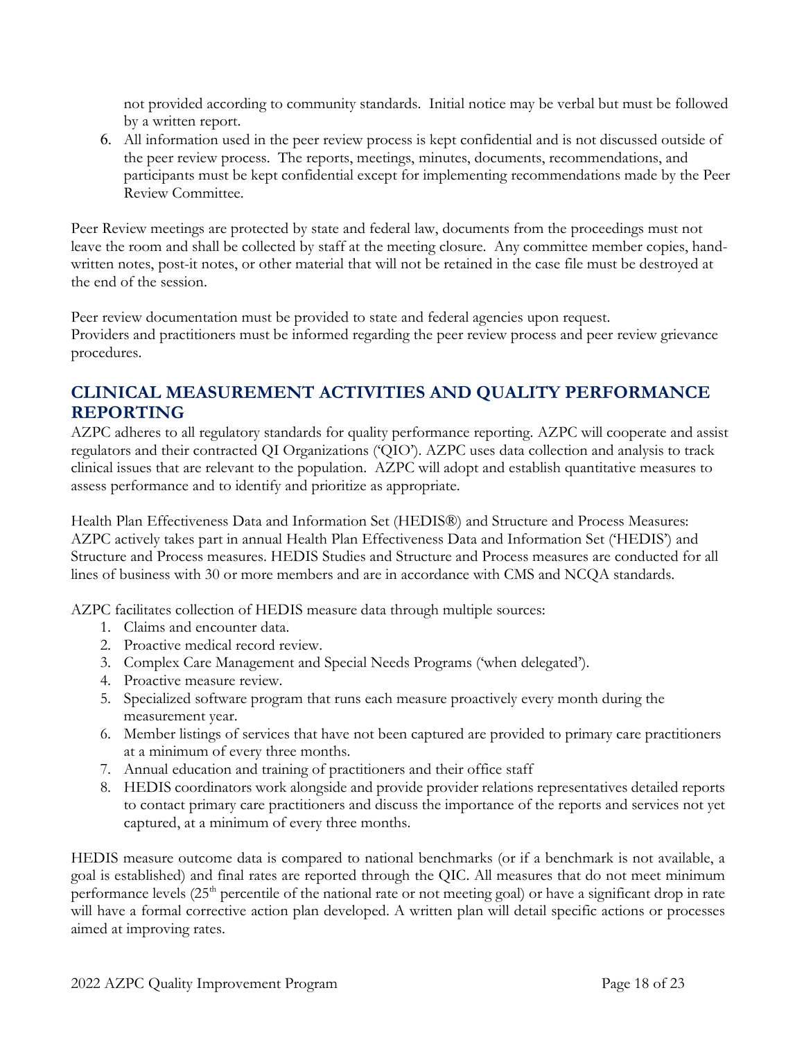not provided according to community standards. Initial notice may be verbal but must be followed by a written report.

6. All information used in the peer review process is kept confidential and is not discussed outside of the peer review process. The reports, meetings, minutes, documents, recommendations, and participants must be kept confidential except for implementing recommendations made by the Peer Review Committee.

Peer Review meetings are protected by state and federal law, documents from the proceedings must not leave the room and shall be collected by staff at the meeting closure. Any committee member copies, hand-written notes, post-it notes, or other material that will not be retained in the case file must be destroyed at the end of the session.

Peer review documentation must be provided to state and federal agencies upon request.
Providers and practitioners must be informed regarding the peer review process and peer review grievance procedures.

## CLINICAL MEASUREMENT ACTIVITIES AND QUALITY PERFORMANCE REPORTING

AZPC adheres to all regulatory standards for quality performance reporting. AZPC will cooperate and assist regulators and their contracted QI Organizations ('QIO'). AZPC uses data collection and analysis to track clinical issues that are relevant to the population. AZPC will adopt and establish quantitative measures to assess performance and to identify and prioritize as appropriate.

Health Plan Effectiveness Data and Information Set (HEDIS®) and Structure and Process Measures: AZPC actively takes part in annual Health Plan Effectiveness Data and Information Set ('HEDIS') and Structure and Process measures. HEDIS Studies and Structure and Process measures are conducted for all lines of business with 30 or more members and are in accordance with CMS and NCQA standards.

AZPC facilitates collection of HEDIS measure data through multiple sources:

1. Claims and encounter data.
2. Proactive medical record review.
3. Complex Care Management and Special Needs Programs ('when delegated').
4. Proactive measure review.
5. Specialized software program that runs each measure proactively every month during the measurement year.
6. Member listings of services that have not been captured are provided to primary care practitioners at a minimum of every three months.
7. Annual education and training of practitioners and their office staff
8. HEDIS coordinators work alongside and provide provider relations representatives detailed reports to contact primary care practitioners and discuss the importance of the reports and services not yet captured, at a minimum of every three months.

HEDIS measure outcome data is compared to national benchmarks (or if a benchmark is not available, a goal is established) and final rates are reported through the QIC. All measures that do not meet minimum performance levels (25th percentile of the national rate or not meeting goal) or have a significant drop in rate will have a formal corrective action plan developed. A written plan will detail specific actions or processes aimed at improving rates.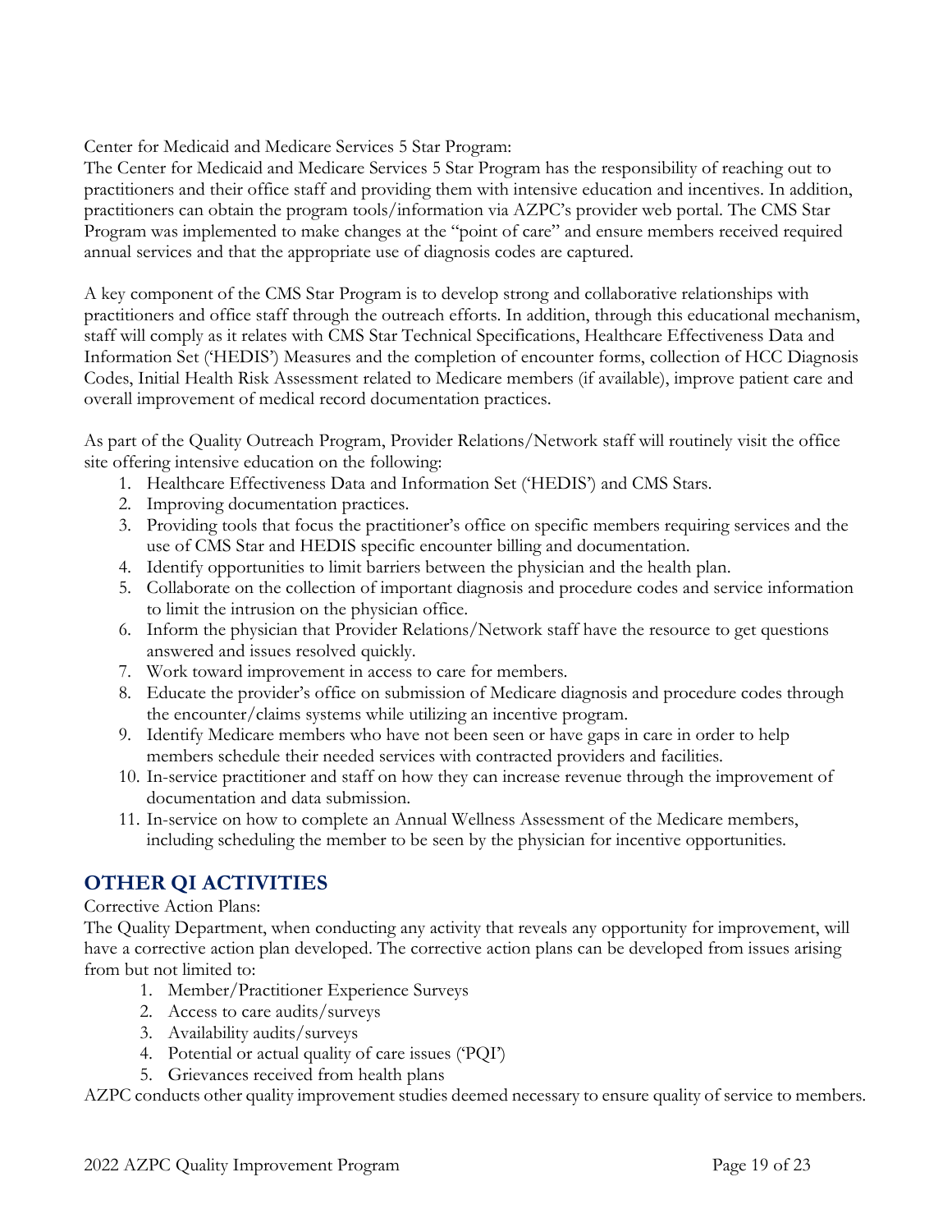Center for Medicaid and Medicare Services 5 Star Program:

The Center for Medicaid and Medicare Services 5 Star Program has the responsibility of reaching out to practitioners and their office staff and providing them with intensive education and incentives. In addition, practitioners can obtain the program tools/information via AZPC's provider web portal. The CMS Star Program was implemented to make changes at the "point of care" and ensure members received required annual services and that the appropriate use of diagnosis codes are captured.

A key component of the CMS Star Program is to develop strong and collaborative relationships with practitioners and office staff through the outreach efforts. In addition, through this educational mechanism, staff will comply as it relates with CMS Star Technical Specifications, Healthcare Effectiveness Data and Information Set ('HEDIS') Measures and the completion of encounter forms, collection of HCC Diagnosis Codes, Initial Health Risk Assessment related to Medicare members (if available), improve patient care and overall improvement of medical record documentation practices.

As part of the Quality Outreach Program, Provider Relations/Network staff will routinely visit the office site offering intensive education on the following:

1. Healthcare Effectiveness Data and Information Set ('HEDIS') and CMS Stars.
2. Improving documentation practices.
3. Providing tools that focus the practitioner's office on specific members requiring services and the use of CMS Star and HEDIS specific encounter billing and documentation.
4. Identify opportunities to limit barriers between the physician and the health plan.
5. Collaborate on the collection of important diagnosis and procedure codes and service information to limit the intrusion on the physician office.
6. Inform the physician that Provider Relations/Network staff have the resource to get questions answered and issues resolved quickly.
7. Work toward improvement in access to care for members.
8. Educate the provider's office on submission of Medicare diagnosis and procedure codes through the encounter/claims systems while utilizing an incentive program.
9. Identify Medicare members who have not been seen or have gaps in care in order to help members schedule their needed services with contracted providers and facilities.
10. In-service practitioner and staff on how they can increase revenue through the improvement of documentation and data submission.
11. In-service on how to complete an Annual Wellness Assessment of the Medicare members, including scheduling the member to be seen by the physician for incentive opportunities.

## OTHER QI ACTIVITIES

Corrective Action Plans:

The Quality Department, when conducting any activity that reveals any opportunity for improvement, will have a corrective action plan developed. The corrective action plans can be developed from issues arising from but not limited to:

1. Member/Practitioner Experience Surveys
2. Access to care audits/surveys
3. Availability audits/surveys
4. Potential or actual quality of care issues ('PQI')
5. Grievances received from health plans

AZPC conducts other quality improvement studies deemed necessary to ensure quality of service to members.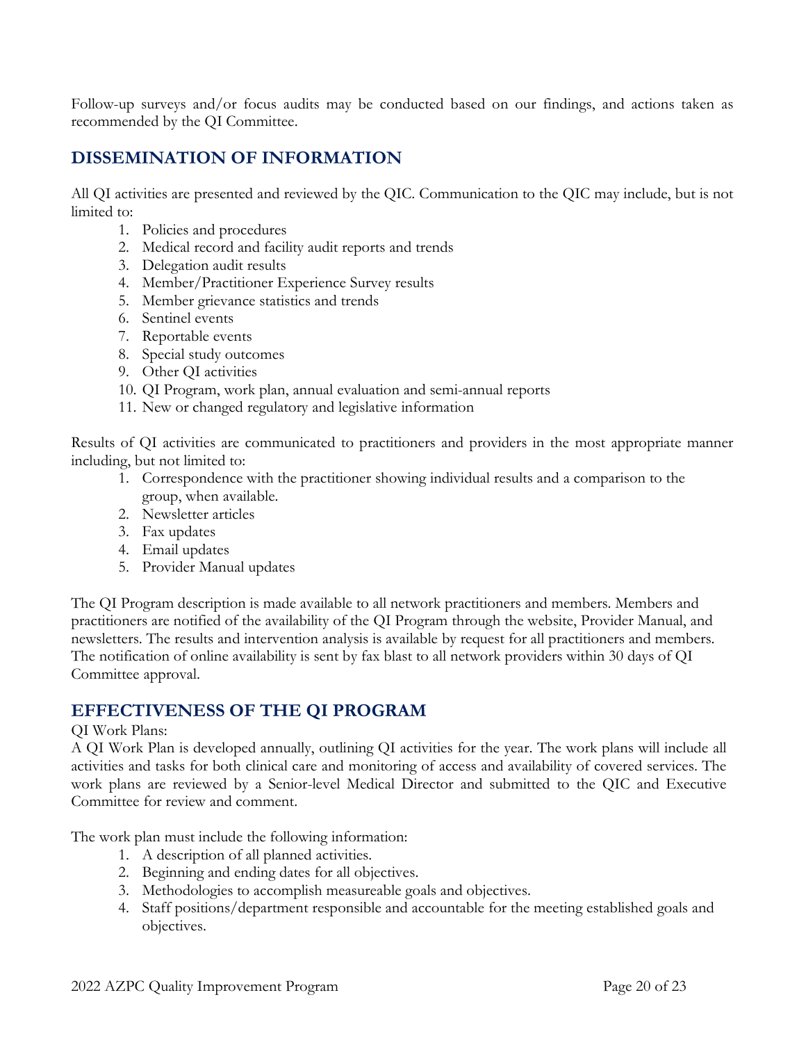Follow-up surveys and/or focus audits may be conducted based on our findings, and actions taken as recommended by the QI Committee.

## DISSEMINATION OF INFORMATION

All QI activities are presented and reviewed by the QIC. Communication to the QIC may include, but is not limited to:

1. Policies and procedures
2. Medical record and facility audit reports and trends
3. Delegation audit results
4. Member/Practitioner Experience Survey results
5. Member grievance statistics and trends
6. Sentinel events
7. Reportable events
8. Special study outcomes
9. Other QI activities
10. QI Program, work plan, annual evaluation and semi-annual reports
11. New or changed regulatory and legislative information

Results of QI activities are communicated to practitioners and providers in the most appropriate manner including, but not limited to:

1. Correspondence with the practitioner showing individual results and a comparison to the group, when available.
2. Newsletter articles
3. Fax updates
4. Email updates
5. Provider Manual updates

The QI Program description is made available to all network practitioners and members. Members and practitioners are notified of the availability of the QI Program through the website, Provider Manual, and newsletters. The results and intervention analysis is available by request for all practitioners and members. The notification of online availability is sent by fax blast to all network providers within 30 days of QI Committee approval.

## EFFECTIVENESS OF THE QI PROGRAM

QI Work Plans:
A QI Work Plan is developed annually, outlining QI activities for the year. The work plans will include all activities and tasks for both clinical care and monitoring of access and availability of covered services. The work plans are reviewed by a Senior-level Medical Director and submitted to the QIC and Executive Committee for review and comment.

The work plan must include the following information:

1. A description of all planned activities.
2. Beginning and ending dates for all objectives.
3. Methodologies to accomplish measureable goals and objectives.
4. Staff positions/department responsible and accountable for the meeting established goals and objectives.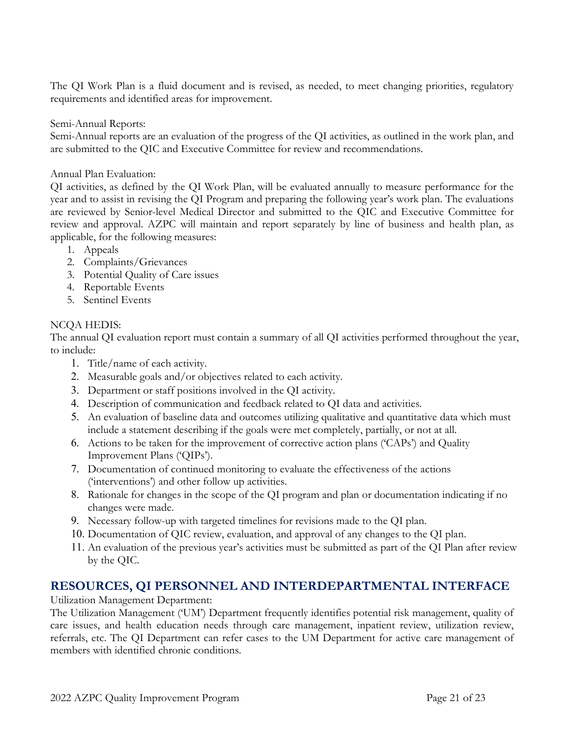The QI Work Plan is a fluid document and is revised, as needed, to meet changing priorities, regulatory requirements and identified areas for improvement.

Semi-Annual Reports:
Semi-Annual reports are an evaluation of the progress of the QI activities, as outlined in the work plan, and are submitted to the QIC and Executive Committee for review and recommendations.

Annual Plan Evaluation:
QI activities, as defined by the QI Work Plan, will be evaluated annually to measure performance for the year and to assist in revising the QI Program and preparing the following year's work plan. The evaluations are reviewed by Senior-level Medical Director and submitted to the QIC and Executive Committee for review and approval. AZPC will maintain and report separately by line of business and health plan, as applicable, for the following measures:

1. Appeals
2. Complaints/Grievances
3. Potential Quality of Care issues
4. Reportable Events
5. Sentinel Events

NCQA HEDIS:
The annual QI evaluation report must contain a summary of all QI activities performed throughout the year, to include:

1. Title/name of each activity.
2. Measurable goals and/or objectives related to each activity.
3. Department or staff positions involved in the QI activity.
4. Description of communication and feedback related to QI data and activities.
5. An evaluation of baseline data and outcomes utilizing qualitative and quantitative data which must include a statement describing if the goals were met completely, partially, or not at all.
6. Actions to be taken for the improvement of corrective action plans ('CAPs') and Quality Improvement Plans ('QIPs').
7. Documentation of continued monitoring to evaluate the effectiveness of the actions ('interventions') and other follow up activities.
8. Rationale for changes in the scope of the QI program and plan or documentation indicating if no changes were made.
9. Necessary follow-up with targeted timelines for revisions made to the QI plan.
10. Documentation of QIC review, evaluation, and approval of any changes to the QI plan.
11. An evaluation of the previous year's activities must be submitted as part of the QI Plan after review by the QIC.

## RESOURCES, QI PERSONNEL AND INTERDEPARTMENTAL INTERFACE

Utilization Management Department:
The Utilization Management ('UM') Department frequently identifies potential risk management, quality of care issues, and health education needs through care management, inpatient review, utilization review, referrals, etc. The QI Department can refer cases to the UM Department for active care management of members with identified chronic conditions.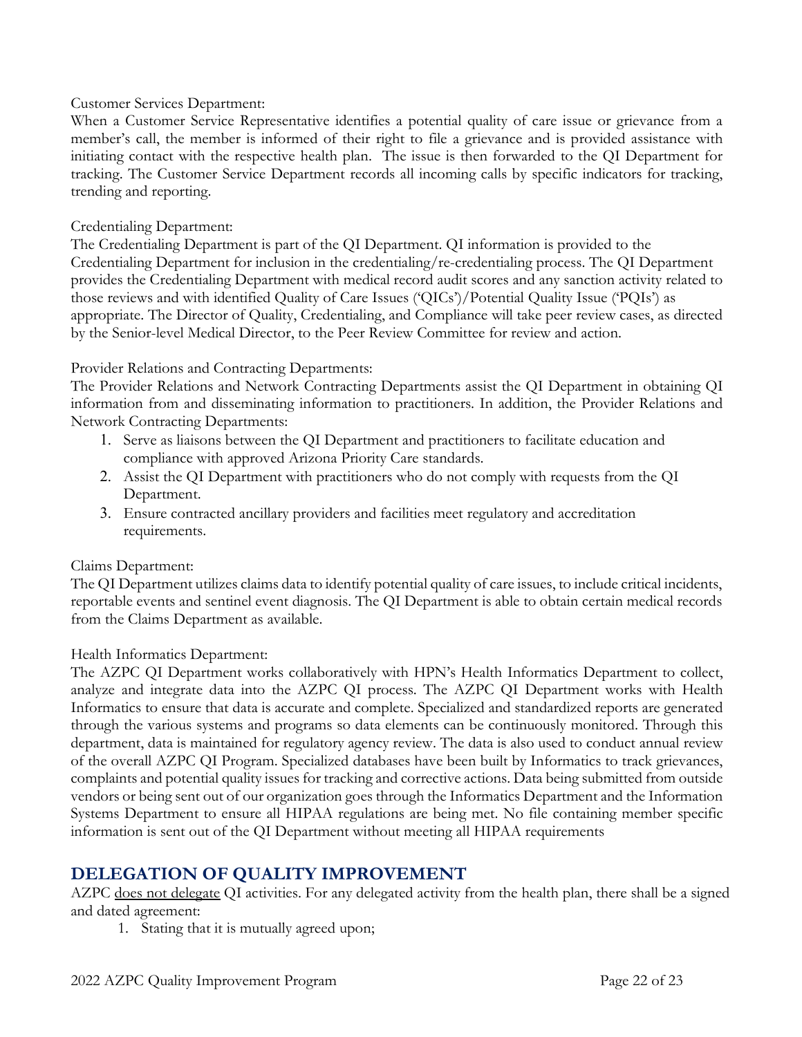Customer Services Department:

When a Customer Service Representative identifies a potential quality of care issue or grievance from a member's call, the member is informed of their right to file a grievance and is provided assistance with initiating contact with the respective health plan. The issue is then forwarded to the QI Department for tracking. The Customer Service Department records all incoming calls by specific indicators for tracking, trending and reporting.

Credentialing Department:

The Credentialing Department is part of the QI Department. QI information is provided to the Credentialing Department for inclusion in the credentialing/re-credentialing process. The QI Department provides the Credentialing Department with medical record audit scores and any sanction activity related to those reviews and with identified Quality of Care Issues ('QICs')/Potential Quality Issue ('PQIs') as appropriate. The Director of Quality, Credentialing, and Compliance will take peer review cases, as directed by the Senior-level Medical Director, to the Peer Review Committee for review and action.

Provider Relations and Contracting Departments:

The Provider Relations and Network Contracting Departments assist the QI Department in obtaining QI information from and disseminating information to practitioners. In addition, the Provider Relations and Network Contracting Departments:

1. Serve as liaisons between the QI Department and practitioners to facilitate education and compliance with approved Arizona Priority Care standards.
2. Assist the QI Department with practitioners who do not comply with requests from the QI Department.
3. Ensure contracted ancillary providers and facilities meet regulatory and accreditation requirements.

Claims Department:

The QI Department utilizes claims data to identify potential quality of care issues, to include critical incidents, reportable events and sentinel event diagnosis. The QI Department is able to obtain certain medical records from the Claims Department as available.

Health Informatics Department:

The AZPC QI Department works collaboratively with HPN's Health Informatics Department to collect, analyze and integrate data into the AZPC QI process. The AZPC QI Department works with Health Informatics to ensure that data is accurate and complete. Specialized and standardized reports are generated through the various systems and programs so data elements can be continuously monitored. Through this department, data is maintained for regulatory agency review. The data is also used to conduct annual review of the overall AZPC QI Program. Specialized databases have been built by Informatics to track grievances, complaints and potential quality issues for tracking and corrective actions. Data being submitted from outside vendors or being sent out of our organization goes through the Informatics Department and the Information Systems Department to ensure all HIPAA regulations are being met. No file containing member specific information is sent out of the QI Department without meeting all HIPAA requirements

## DELEGATION OF QUALITY IMPROVEMENT

AZPC does not delegate QI activities. For any delegated activity from the health plan, there shall be a signed and dated agreement:

1. Stating that it is mutually agreed upon;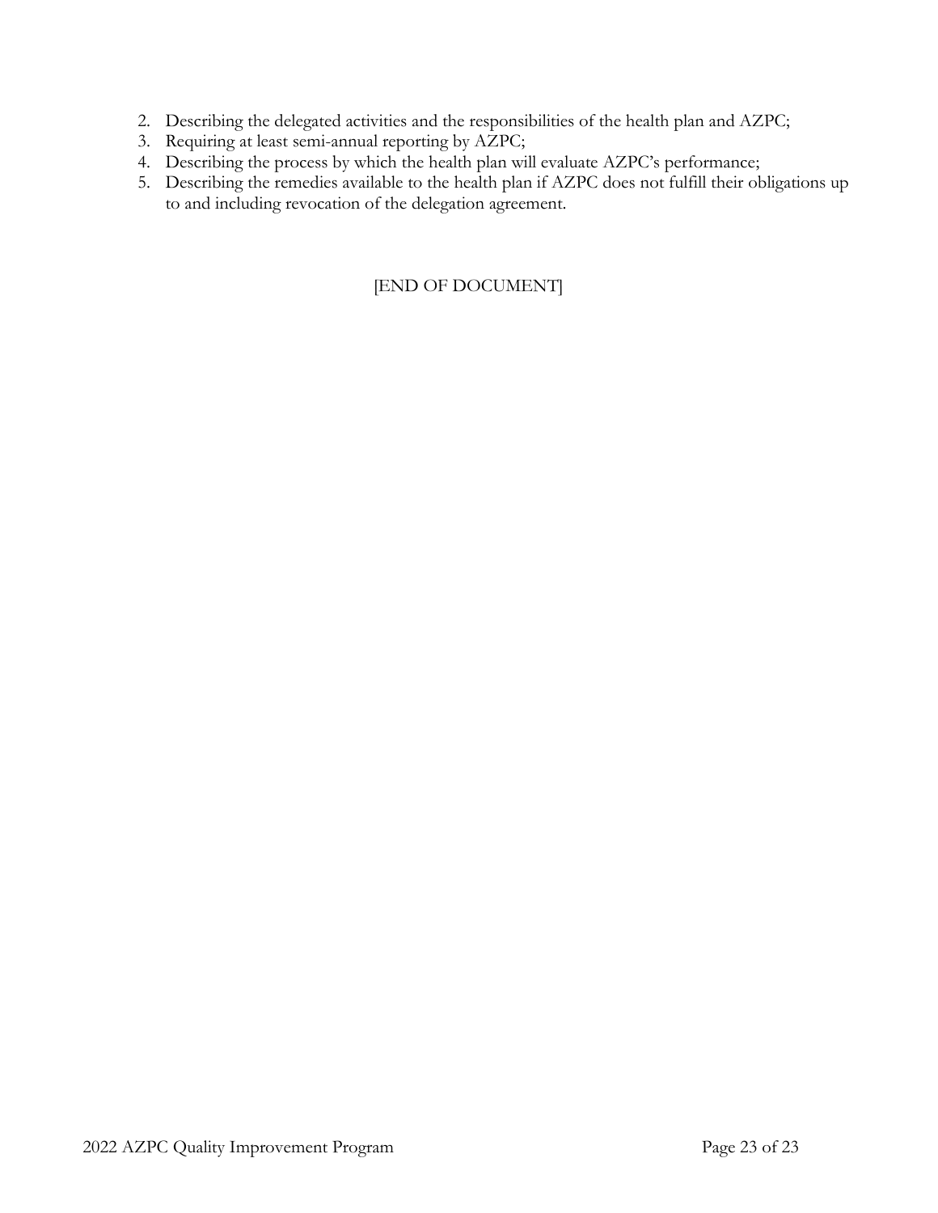2. Describing the delegated activities and the responsibilities of the health plan and AZPC;
3. Requiring at least semi-annual reporting by AZPC;
4. Describing the process by which the health plan will evaluate AZPC's performance;
5. Describing the remedies available to the health plan if AZPC does not fulfill their obligations up to and including revocation of the delegation agreement.

[END OF DOCUMENT]